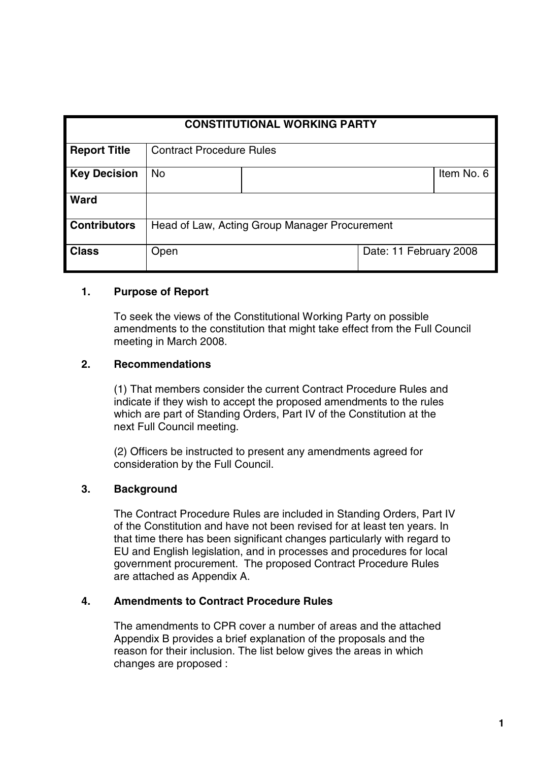| CONSTITUTIONAL WORKING PARTY | | | |
|---|---|---|---|
| **Report Title** | Contract Procedure Rules | | |
| **Key Decision** | No | | Item No. 6 |
| **Ward** | | | |
| **Contributors** | Head of Law, Acting Group Manager Procurement | | |
| **Class** | Open | Date: 11 February 2008 | |

## 1. Purpose of Report

To seek the views of the Constitutional Working Party on possible amendments to the constitution that might take effect from the Full Council meeting in March 2008.

## 2. Recommendations

(1) That members consider the current Contract Procedure Rules and indicate if they wish to accept the proposed amendments to the rules which are part of Standing Orders, Part IV of the Constitution at the next Full Council meeting.

(2) Officers be instructed to present any amendments agreed for consideration by the Full Council.

## 3. Background

The Contract Procedure Rules are included in Standing Orders, Part IV of the Constitution and have not been revised for at least ten years. In that time there has been significant changes particularly with regard to EU and English legislation, and in processes and procedures for local government procurement. The proposed Contract Procedure Rules are attached as Appendix A.

## 4. Amendments to Contract Procedure Rules

The amendments to CPR cover a number of areas and the attached Appendix B provides a brief explanation of the proposals and the reason for their inclusion. The list below gives the areas in which changes are proposed :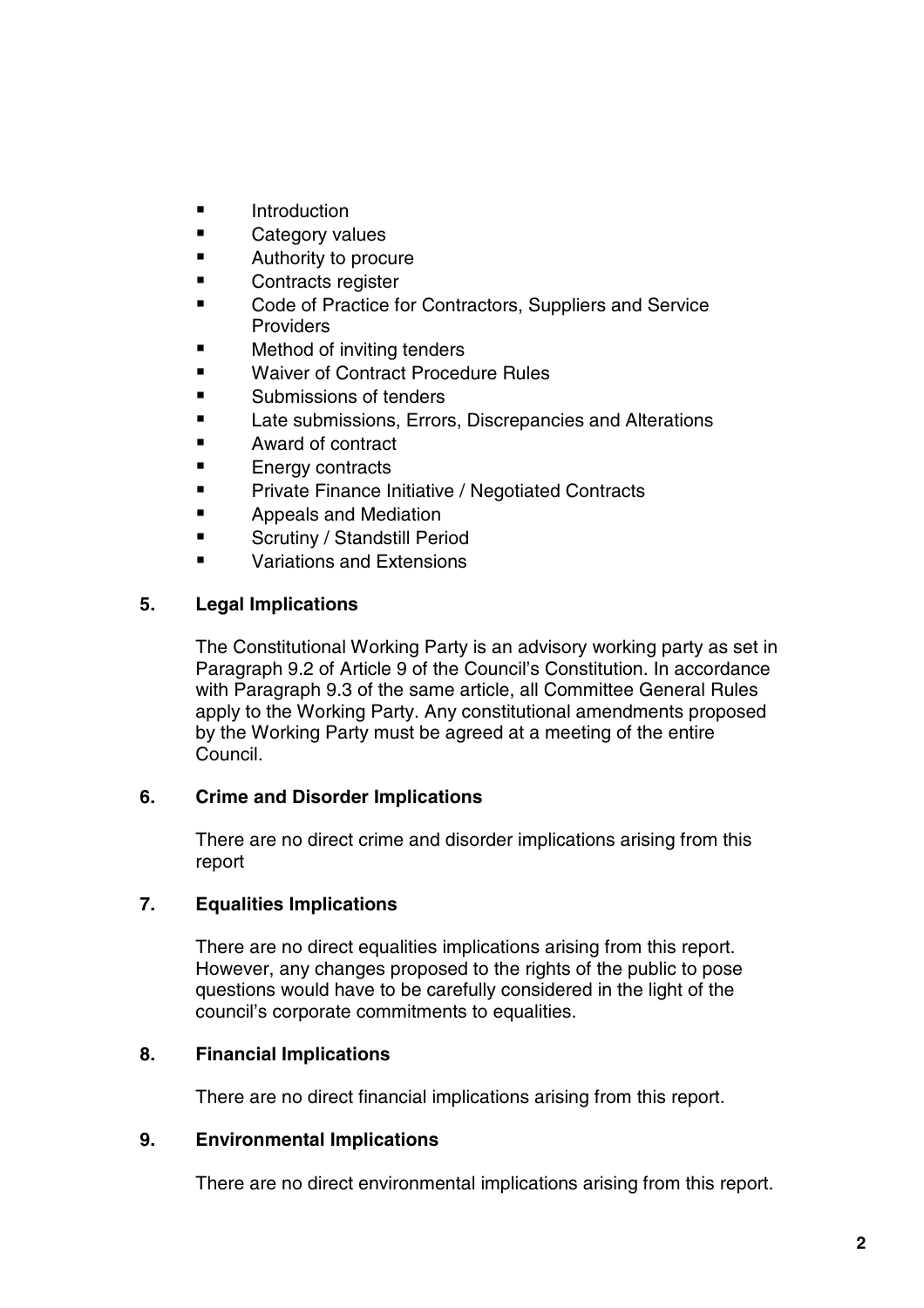- Introduction
- Category values
- Authority to procure
- Contracts register
- Code of Practice for Contractors, Suppliers and Service Providers
- Method of inviting tenders
- Waiver of Contract Procedure Rules
- Submissions of tenders
- Late submissions, Errors, Discrepancies and Alterations
- Award of contract
- Energy contracts
- Private Finance Initiative / Negotiated Contracts
- Appeals and Mediation
- Scrutiny / Standstill Period
- Variations and Extensions

## 5. Legal Implications

The Constitutional Working Party is an advisory working party as set in Paragraph 9.2 of Article 9 of the Council's Constitution. In accordance with Paragraph 9.3 of the same article, all Committee General Rules apply to the Working Party. Any constitutional amendments proposed by the Working Party must be agreed at a meeting of the entire Council.

## 6. Crime and Disorder Implications

There are no direct crime and disorder implications arising from this report

## 7. Equalities Implications

There are no direct equalities implications arising from this report. However, any changes proposed to the rights of the public to pose questions would have to be carefully considered in the light of the council's corporate commitments to equalities.

## 8. Financial Implications

There are no direct financial implications arising from this report.

## 9. Environmental Implications

There are no direct environmental implications arising from this report.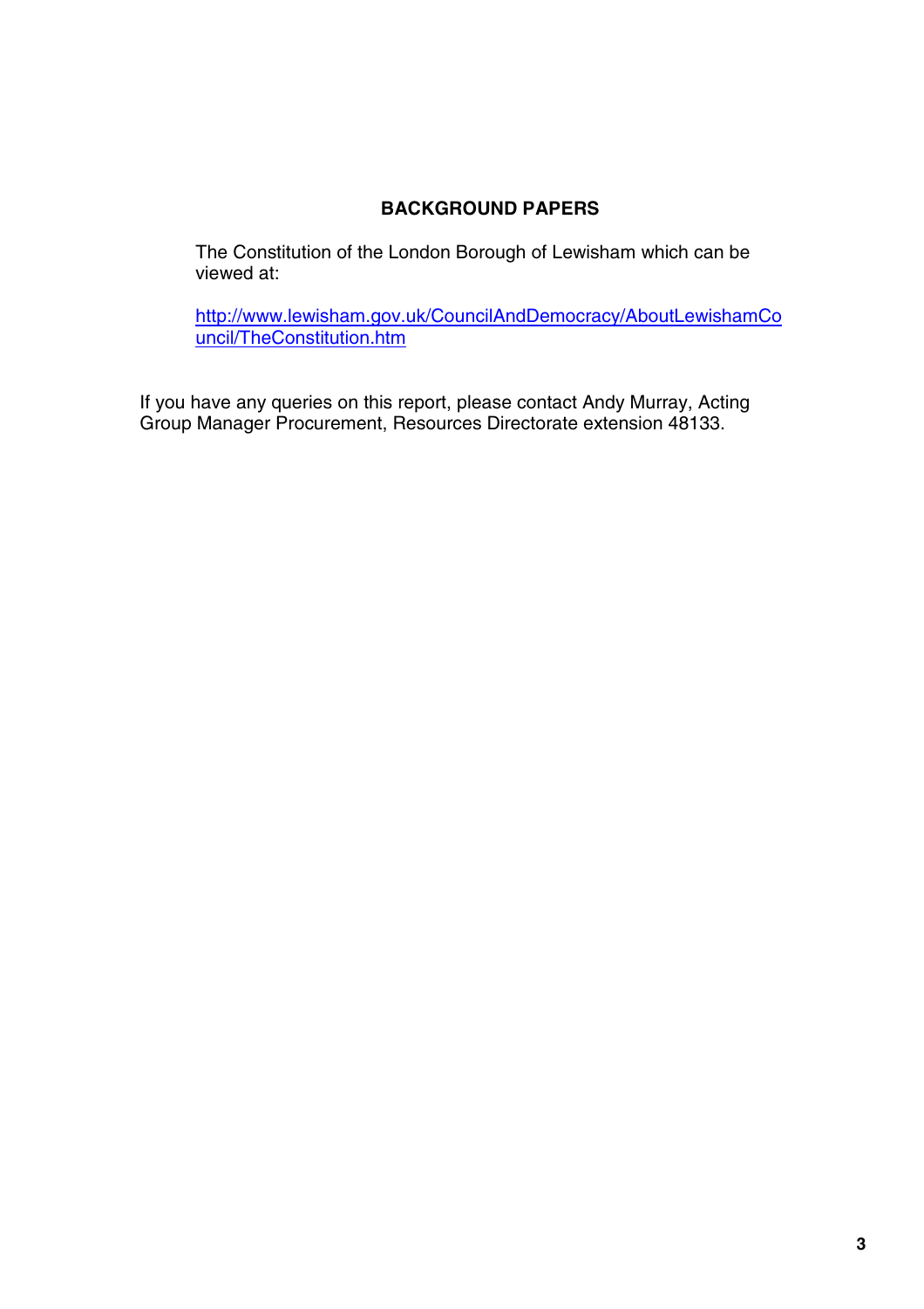## BACKGROUND PAPERS

The Constitution of the London Borough of Lewisham which can be viewed at:

http://www.lewisham.gov.uk/CouncilAndDemocracy/AboutLewishamCouncil/TheConstitution.htm

If you have any queries on this report, please contact Andy Murray, Acting Group Manager Procurement, Resources Directorate extension 48133.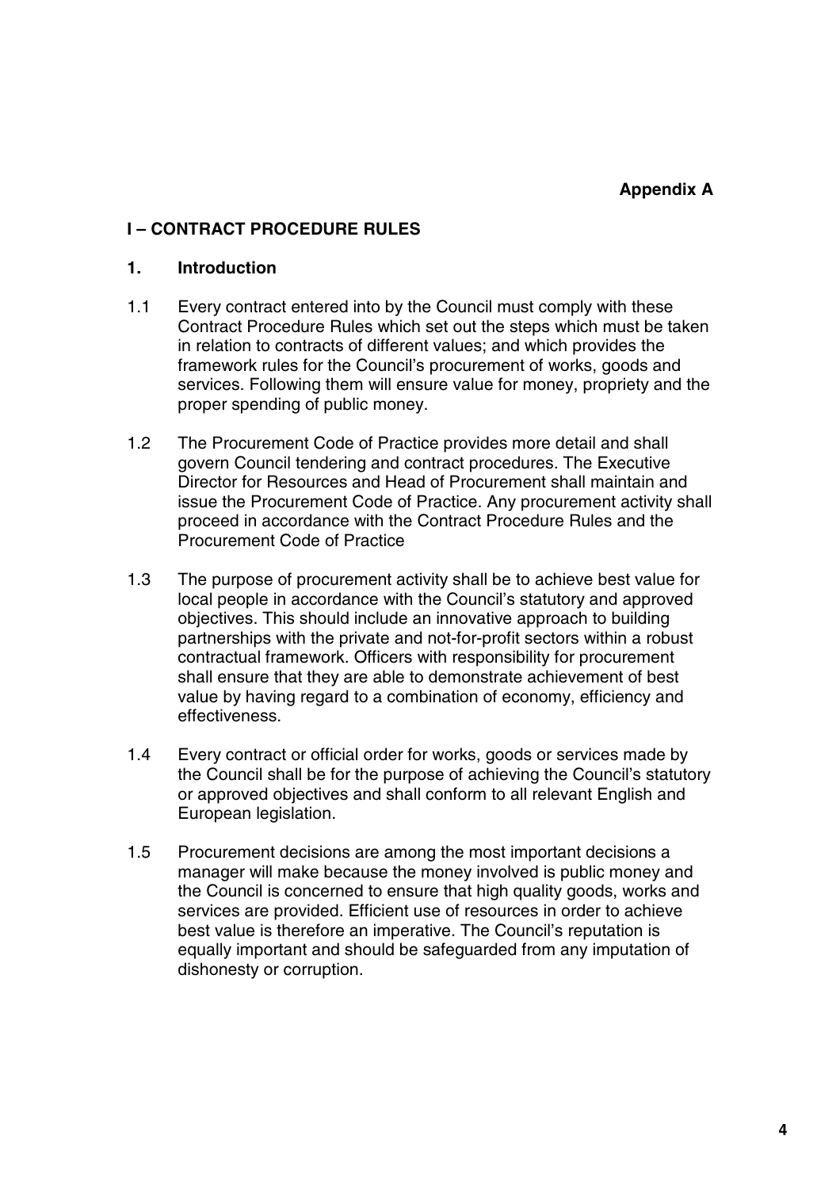**Appendix A**

## I – CONTRACT PROCEDURE RULES

### 1. Introduction

1.1 Every contract entered into by the Council must comply with these Contract Procedure Rules which set out the steps which must be taken in relation to contracts of different values; and which provides the framework rules for the Council's procurement of works, goods and services. Following them will ensure value for money, propriety and the proper spending of public money.

1.2 The Procurement Code of Practice provides more detail and shall govern Council tendering and contract procedures. The Executive Director for Resources and Head of Procurement shall maintain and issue the Procurement Code of Practice. Any procurement activity shall proceed in accordance with the Contract Procedure Rules and the Procurement Code of Practice

1.3 The purpose of procurement activity shall be to achieve best value for local people in accordance with the Council's statutory and approved objectives. This should include an innovative approach to building partnerships with the private and not-for-profit sectors within a robust contractual framework. Officers with responsibility for procurement shall ensure that they are able to demonstrate achievement of best value by having regard to a combination of economy, efficiency and effectiveness.

1.4 Every contract or official order for works, goods or services made by the Council shall be for the purpose of achieving the Council's statutory or approved objectives and shall conform to all relevant English and European legislation.

1.5 Procurement decisions are among the most important decisions a manager will make because the money involved is public money and the Council is concerned to ensure that high quality goods, works and services are provided. Efficient use of resources in order to achieve best value is therefore an imperative. The Council's reputation is equally important and should be safeguarded from any imputation of dishonesty or corruption.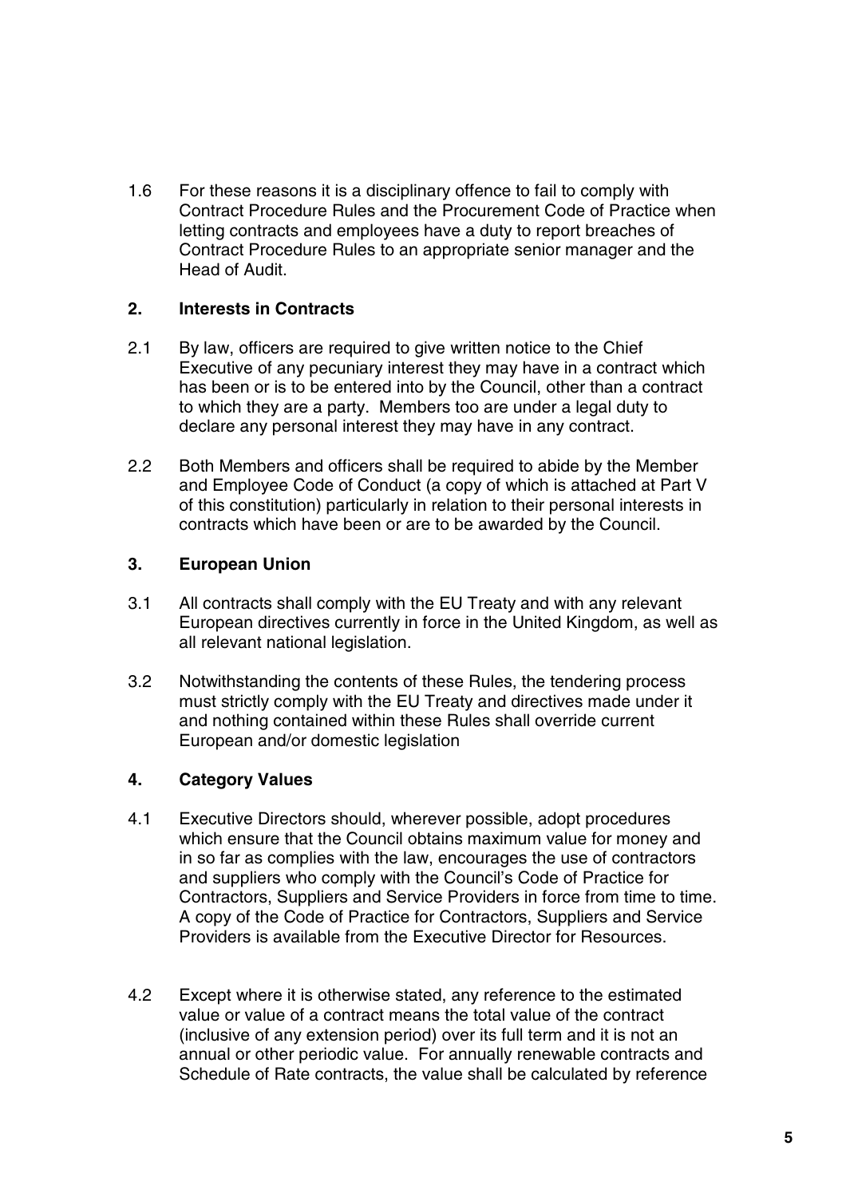1.6 For these reasons it is a disciplinary offence to fail to comply with Contract Procedure Rules and the Procurement Code of Practice when letting contracts and employees have a duty to report breaches of Contract Procedure Rules to an appropriate senior manager and the Head of Audit.

## 2. Interests in Contracts

2.1 By law, officers are required to give written notice to the Chief Executive of any pecuniary interest they may have in a contract which has been or is to be entered into by the Council, other than a contract to which they are a party. Members too are under a legal duty to declare any personal interest they may have in any contract.

2.2 Both Members and officers shall be required to abide by the Member and Employee Code of Conduct (a copy of which is attached at Part V of this constitution) particularly in relation to their personal interests in contracts which have been or are to be awarded by the Council.

## 3. European Union

3.1 All contracts shall comply with the EU Treaty and with any relevant European directives currently in force in the United Kingdom, as well as all relevant national legislation.

3.2 Notwithstanding the contents of these Rules, the tendering process must strictly comply with the EU Treaty and directives made under it and nothing contained within these Rules shall override current European and/or domestic legislation

## 4. Category Values

4.1 Executive Directors should, wherever possible, adopt procedures which ensure that the Council obtains maximum value for money and in so far as complies with the law, encourages the use of contractors and suppliers who comply with the Council's Code of Practice for Contractors, Suppliers and Service Providers in force from time to time. A copy of the Code of Practice for Contractors, Suppliers and Service Providers is available from the Executive Director for Resources.

4.2 Except where it is otherwise stated, any reference to the estimated value or value of a contract means the total value of the contract (inclusive of any extension period) over its full term and it is not an annual or other periodic value. For annually renewable contracts and Schedule of Rate contracts, the value shall be calculated by reference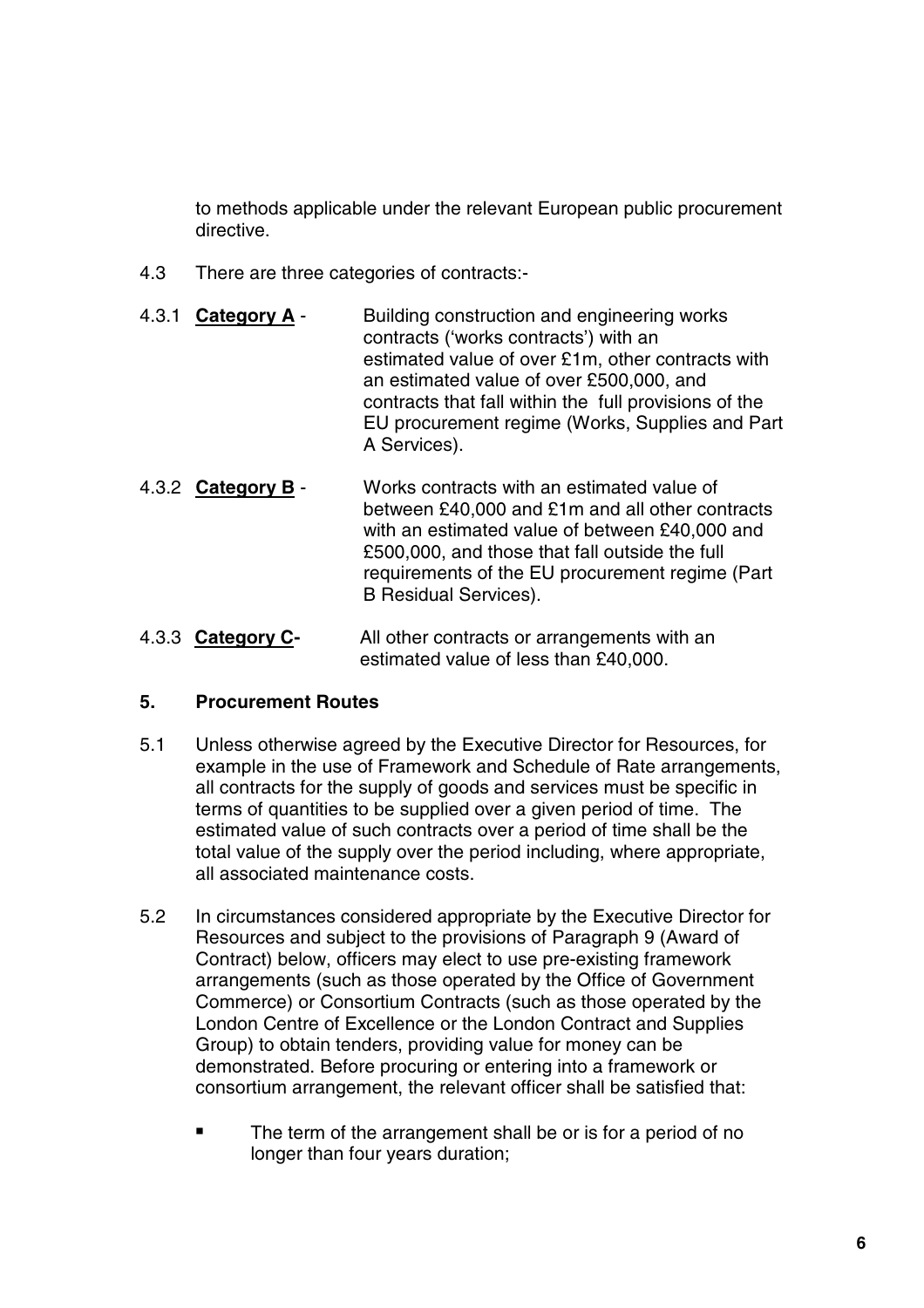to methods applicable under the relevant European public procurement directive.

4.3 There are three categories of contracts:-

4.3.1 **Category A** - Building construction and engineering works contracts ('works contracts') with an estimated value of over £1m, other contracts with an estimated value of over £500,000, and contracts that fall within the full provisions of the EU procurement regime (Works, Supplies and Part A Services).

4.3.2 **Category B** - Works contracts with an estimated value of between £40,000 and £1m and all other contracts with an estimated value of between £40,000 and £500,000, and those that fall outside the full requirements of the EU procurement regime (Part B Residual Services).

4.3.3 **Category C-** All other contracts or arrangements with an estimated value of less than £40,000.

## 5. Procurement Routes

5.1 Unless otherwise agreed by the Executive Director for Resources, for example in the use of Framework and Schedule of Rate arrangements, all contracts for the supply of goods and services must be specific in terms of quantities to be supplied over a given period of time. The estimated value of such contracts over a period of time shall be the total value of the supply over the period including, where appropriate, all associated maintenance costs.

5.2 In circumstances considered appropriate by the Executive Director for Resources and subject to the provisions of Paragraph 9 (Award of Contract) below, officers may elect to use pre-existing framework arrangements (such as those operated by the Office of Government Commerce) or Consortium Contracts (such as those operated by the London Centre of Excellence or the London Contract and Supplies Group) to obtain tenders, providing value for money can be demonstrated. Before procuring or entering into a framework or consortium arrangement, the relevant officer shall be satisfied that:

- The term of the arrangement shall be or is for a period of no longer than four years duration;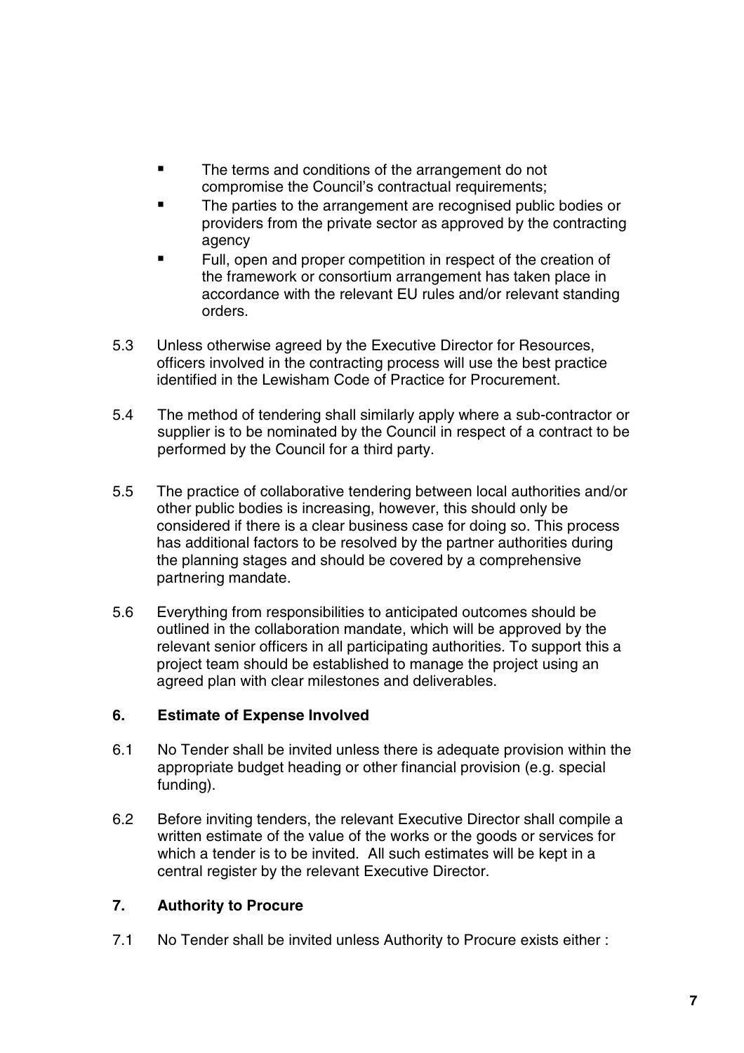- The terms and conditions of the arrangement do not compromise the Council's contractual requirements;
- The parties to the arrangement are recognised public bodies or providers from the private sector as approved by the contracting agency
- Full, open and proper competition in respect of the creation of the framework or consortium arrangement has taken place in accordance with the relevant EU rules and/or relevant standing orders.

5.3 Unless otherwise agreed by the Executive Director for Resources, officers involved in the contracting process will use the best practice identified in the Lewisham Code of Practice for Procurement.

5.4 The method of tendering shall similarly apply where a sub-contractor or supplier is to be nominated by the Council in respect of a contract to be performed by the Council for a third party.

5.5 The practice of collaborative tendering between local authorities and/or other public bodies is increasing, however, this should only be considered if there is a clear business case for doing so. This process has additional factors to be resolved by the partner authorities during the planning stages and should be covered by a comprehensive partnering mandate.

5.6 Everything from responsibilities to anticipated outcomes should be outlined in the collaboration mandate, which will be approved by the relevant senior officers in all participating authorities. To support this a project team should be established to manage the project using an agreed plan with clear milestones and deliverables.

## 6. Estimate of Expense Involved

6.1 No Tender shall be invited unless there is adequate provision within the appropriate budget heading or other financial provision (e.g. special funding).

6.2 Before inviting tenders, the relevant Executive Director shall compile a written estimate of the value of the works or the goods or services for which a tender is to be invited. All such estimates will be kept in a central register by the relevant Executive Director.

## 7. Authority to Procure

7.1 No Tender shall be invited unless Authority to Procure exists either :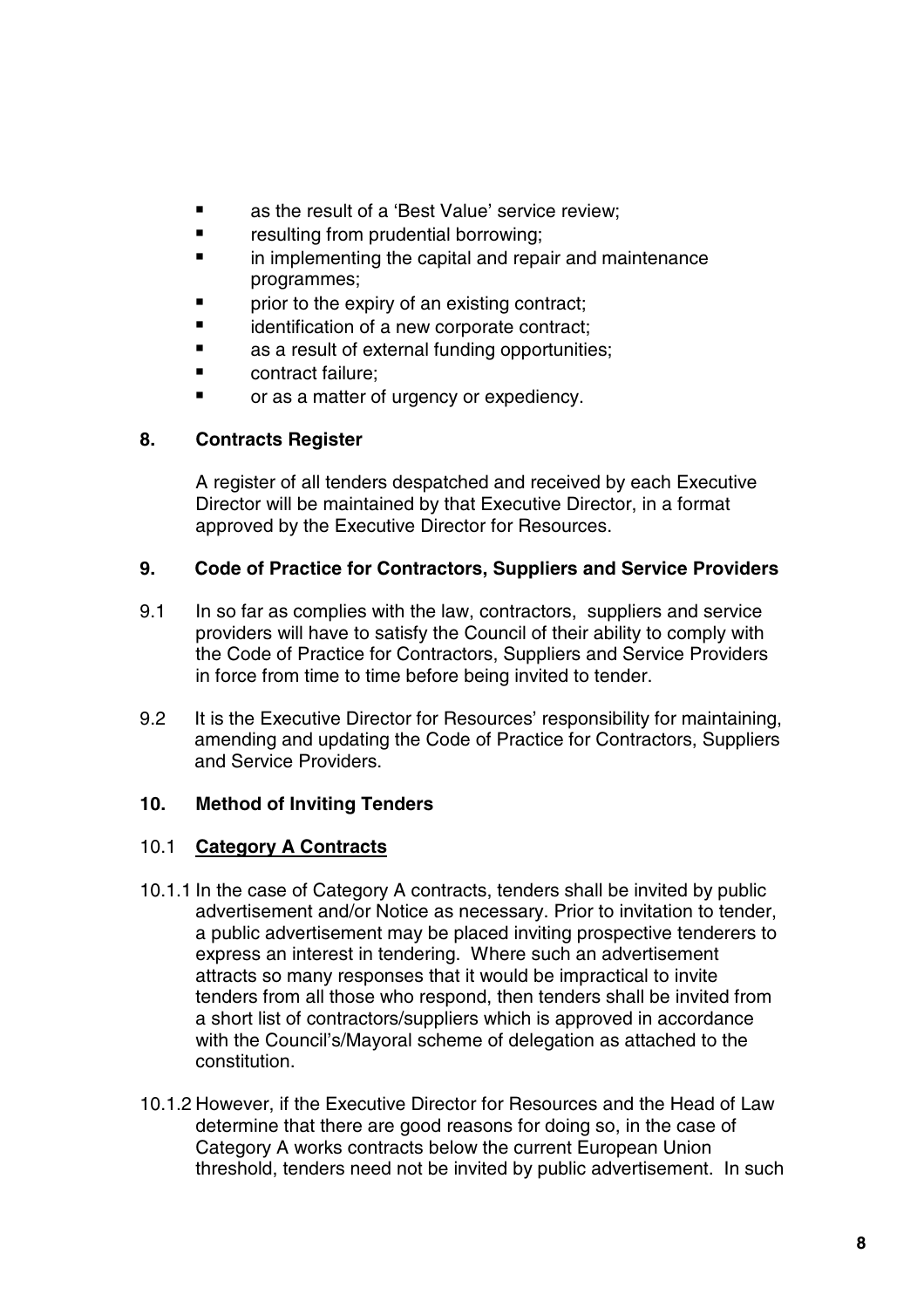- as the result of a ‘Best Value’ service review;
- resulting from prudential borrowing;
- in implementing the capital and repair and maintenance programmes;
- prior to the expiry of an existing contract;
- identification of a new corporate contract;
- as a result of external funding opportunities;
- contract failure;
- or as a matter of urgency or expediency.

## 8. Contracts Register

A register of all tenders despatched and received by each Executive Director will be maintained by that Executive Director, in a format approved by the Executive Director for Resources.

## 9. Code of Practice for Contractors, Suppliers and Service Providers

9.1 In so far as complies with the law, contractors, suppliers and service providers will have to satisfy the Council of their ability to comply with the Code of Practice for Contractors, Suppliers and Service Providers in force from time to time before being invited to tender.

9.2 It is the Executive Director for Resources’ responsibility for maintaining, amending and updating the Code of Practice for Contractors, Suppliers and Service Providers.

## 10. Method of Inviting Tenders

### 10.1 <u>Category A Contracts</u>

10.1.1 In the case of Category A contracts, tenders shall be invited by public advertisement and/or Notice as necessary. Prior to invitation to tender, a public advertisement may be placed inviting prospective tenderers to express an interest in tendering. Where such an advertisement attracts so many responses that it would be impractical to invite tenders from all those who respond, then tenders shall be invited from a short list of contractors/suppliers which is approved in accordance with the Council’s/Mayoral scheme of delegation as attached to the constitution.

10.1.2 However, if the Executive Director for Resources and the Head of Law determine that there are good reasons for doing so, in the case of Category A works contracts below the current European Union threshold, tenders need not be invited by public advertisement. In such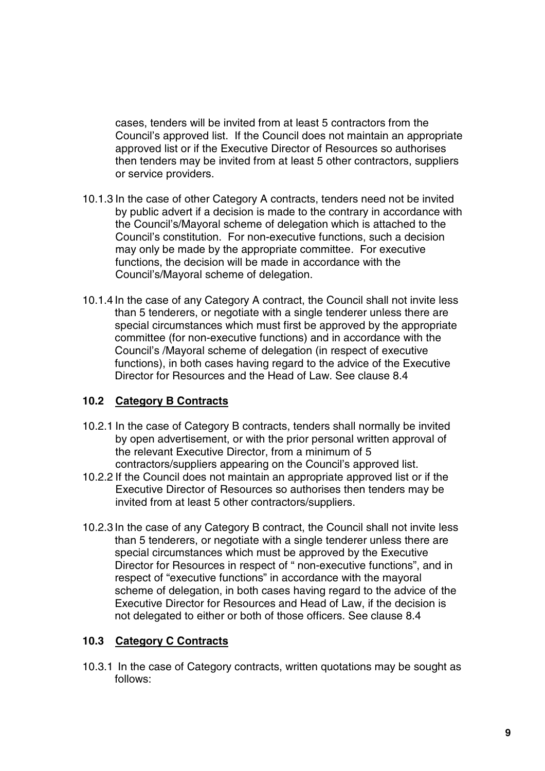cases, tenders will be invited from at least 5 contractors from the Council's approved list. If the Council does not maintain an appropriate approved list or if the Executive Director of Resources so authorises then tenders may be invited from at least 5 other contractors, suppliers or service providers.

10.1.3 In the case of other Category A contracts, tenders need not be invited by public advert if a decision is made to the contrary in accordance with the Council's/Mayoral scheme of delegation which is attached to the Council's constitution. For non-executive functions, such a decision may only be made by the appropriate committee. For executive functions, the decision will be made in accordance with the Council's/Mayoral scheme of delegation.

10.1.4 In the case of any Category A contract, the Council shall not invite less than 5 tenderers, or negotiate with a single tenderer unless there are special circumstances which must first be approved by the appropriate committee (for non-executive functions) and in accordance with the Council's /Mayoral scheme of delegation (in respect of executive functions), in both cases having regard to the advice of the Executive Director for Resources and the Head of Law. See clause 8.4

### 10.2 Category B Contracts

10.2.1 In the case of Category B contracts, tenders shall normally be invited by open advertisement, or with the prior personal written approval of the relevant Executive Director, from a minimum of 5 contractors/suppliers appearing on the Council's approved list.

10.2.2 If the Council does not maintain an appropriate approved list or if the Executive Director of Resources so authorises then tenders may be invited from at least 5 other contractors/suppliers.

10.2.3 In the case of any Category B contract, the Council shall not invite less than 5 tenderers, or negotiate with a single tenderer unless there are special circumstances which must be approved by the Executive Director for Resources in respect of " non-executive functions", and in respect of "executive functions" in accordance with the mayoral scheme of delegation, in both cases having regard to the advice of the Executive Director for Resources and Head of Law, if the decision is not delegated to either or both of those officers. See clause 8.4

### 10.3 Category C Contracts

10.3.1 In the case of Category contracts, written quotations may be sought as follows: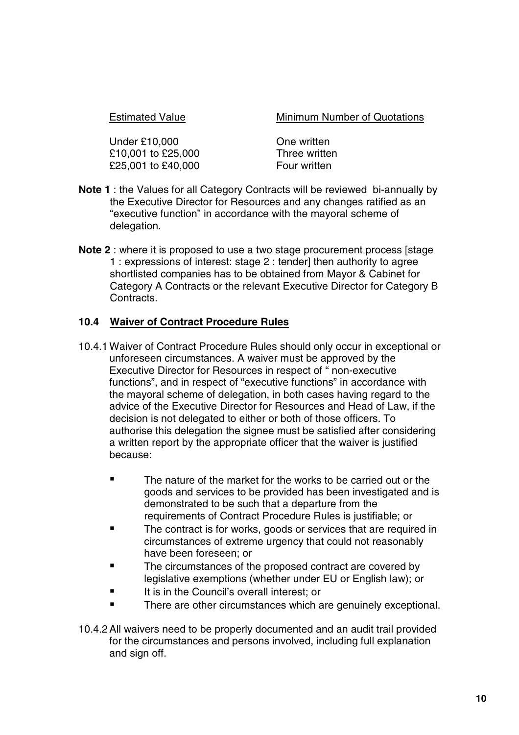| Estimated Value | Minimum Number of Quotations |
|---|---|
| Under £10,000 | One written |
| £10,001 to £25,000 | Three written |
| £25,001 to £40,000 | Four written |

**Note 1** : the Values for all Category Contracts will be reviewed bi-annually by the Executive Director for Resources and any changes ratified as an "executive function" in accordance with the mayoral scheme of delegation.

**Note 2** : where it is proposed to use a two stage procurement process [stage 1 : expressions of interest: stage 2 : tender] then authority to agree shortlisted companies has to be obtained from Mayor & Cabinet for Category A Contracts or the relevant Executive Director for Category B Contracts.

### 10.4 Waiver of Contract Procedure Rules

10.4.1 Waiver of Contract Procedure Rules should only occur in exceptional or unforeseen circumstances. A waiver must be approved by the Executive Director for Resources in respect of " non-executive functions", and in respect of "executive functions" in accordance with the mayoral scheme of delegation, in both cases having regard to the advice of the Executive Director for Resources and Head of Law, if the decision is not delegated to either or both of those officers. To authorise this delegation the signee must be satisfied after considering a written report by the appropriate officer that the waiver is justified because:

- The nature of the market for the works to be carried out or the goods and services to be provided has been investigated and is demonstrated to be such that a departure from the requirements of Contract Procedure Rules is justifiable; or
- The contract is for works, goods or services that are required in circumstances of extreme urgency that could not reasonably have been foreseen; or
- The circumstances of the proposed contract are covered by legislative exemptions (whether under EU or English law); or
- It is in the Council's overall interest; or
- There are other circumstances which are genuinely exceptional.

10.4.2 All waivers need to be properly documented and an audit trail provided for the circumstances and persons involved, including full explanation and sign off.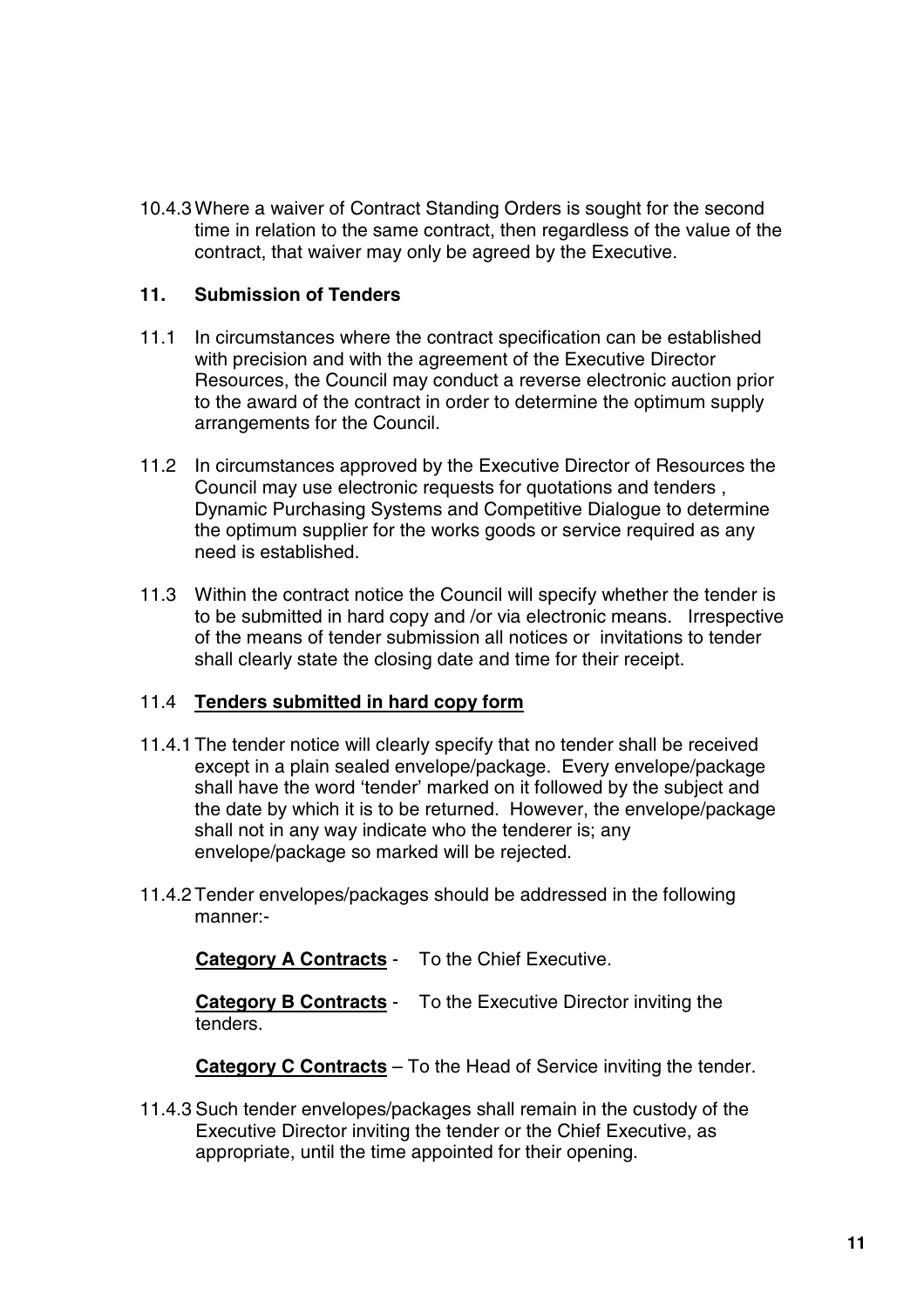10.4.3 Where a waiver of Contract Standing Orders is sought for the second time in relation to the same contract, then regardless of the value of the contract, that waiver may only be agreed by the Executive.

## 11. Submission of Tenders

11.1 In circumstances where the contract specification can be established with precision and with the agreement of the Executive Director Resources, the Council may conduct a reverse electronic auction prior to the award of the contract in order to determine the optimum supply arrangements for the Council.

11.2 In circumstances approved by the Executive Director of Resources the Council may use electronic requests for quotations and tenders , Dynamic Purchasing Systems and Competitive Dialogue to determine the optimum supplier for the works goods or service required as any need is established.

11.3 Within the contract notice the Council will specify whether the tender is to be submitted in hard copy and /or via electronic means. Irrespective of the means of tender submission all notices or invitations to tender shall clearly state the closing date and time for their receipt.

11.4 **<u>Tenders submitted in hard copy form</u>**

11.4.1 The tender notice will clearly specify that no tender shall be received except in a plain sealed envelope/package. Every envelope/package shall have the word 'tender' marked on it followed by the subject and the date by which it is to be returned. However, the envelope/package shall not in any way indicate who the tenderer is; any envelope/package so marked will be rejected.

11.4.2 Tender envelopes/packages should be addressed in the following manner:-

**<u>Category A Contracts</u>** - To the Chief Executive.

**<u>Category B Contracts</u>** - To the Executive Director inviting the tenders.

**<u>Category C Contracts</u>** – To the Head of Service inviting the tender.

11.4.3 Such tender envelopes/packages shall remain in the custody of the Executive Director inviting the tender or the Chief Executive, as appropriate, until the time appointed for their opening.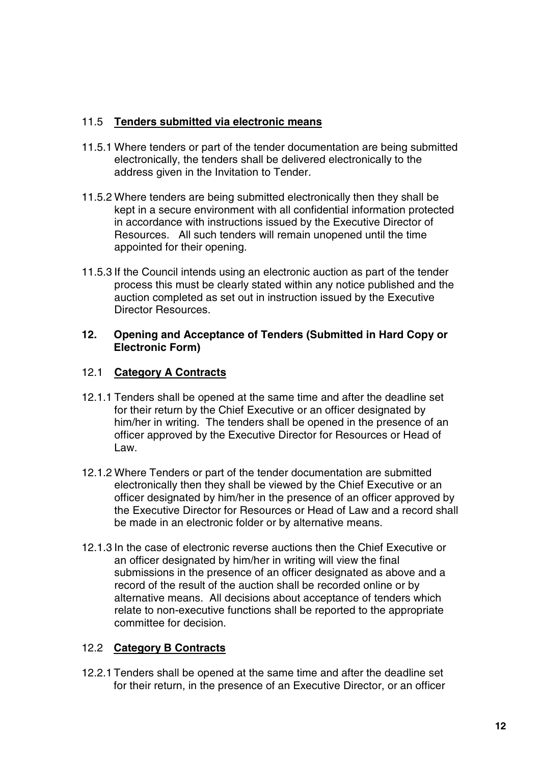### 11.5 **Tenders submitted via electronic means**

11.5.1 Where tenders or part of the tender documentation are being submitted electronically, the tenders shall be delivered electronically to the address given in the Invitation to Tender.

11.5.2 Where tenders are being submitted electronically then they shall be kept in a secure environment with all confidential information protected in accordance with instructions issued by the Executive Director of Resources. All such tenders will remain unopened until the time appointed for their opening.

11.5.3 If the Council intends using an electronic auction as part of the tender process this must be clearly stated within any notice published and the auction completed as set out in instruction issued by the Executive Director Resources.

## 12. Opening and Acceptance of Tenders (Submitted in Hard Copy or Electronic Form)

### 12.1 **Category A Contracts**

12.1.1 Tenders shall be opened at the same time and after the deadline set for their return by the Chief Executive or an officer designated by him/her in writing. The tenders shall be opened in the presence of an officer approved by the Executive Director for Resources or Head of Law.

12.1.2 Where Tenders or part of the tender documentation are submitted electronically then they shall be viewed by the Chief Executive or an officer designated by him/her in the presence of an officer approved by the Executive Director for Resources or Head of Law and a record shall be made in an electronic folder or by alternative means.

12.1.3 In the case of electronic reverse auctions then the Chief Executive or an officer designated by him/her in writing will view the final submissions in the presence of an officer designated as above and a record of the result of the auction shall be recorded online or by alternative means. All decisions about acceptance of tenders which relate to non-executive functions shall be reported to the appropriate committee for decision.

### 12.2 **Category B Contracts**

12.2.1 Tenders shall be opened at the same time and after the deadline set for their return, in the presence of an Executive Director, or an officer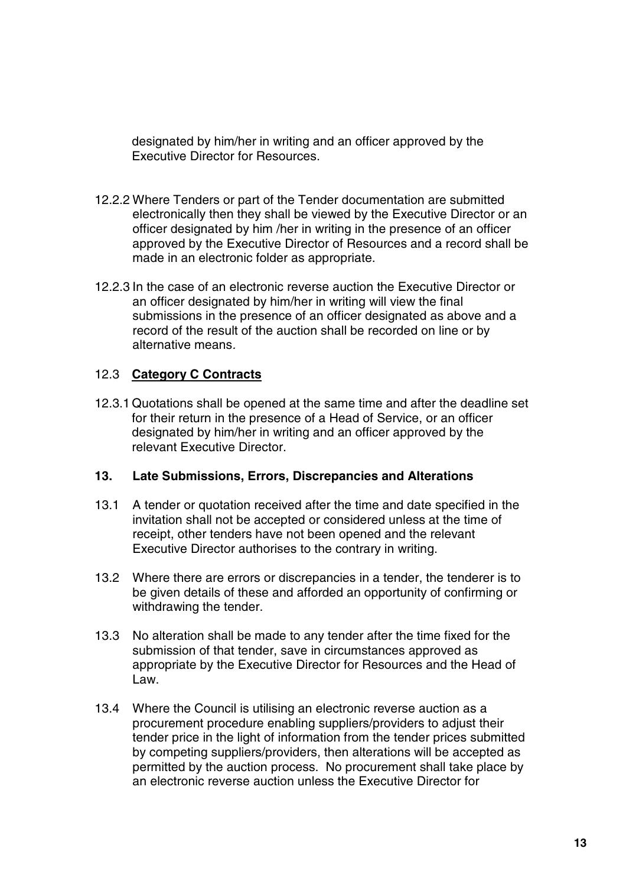designated by him/her in writing and an officer approved by the Executive Director for Resources.

12.2.2 Where Tenders or part of the Tender documentation are submitted electronically then they shall be viewed by the Executive Director or an officer designated by him /her in writing in the presence of an officer approved by the Executive Director of Resources and a record shall be made in an electronic folder as appropriate.

12.2.3 In the case of an electronic reverse auction the Executive Director or an officer designated by him/her in writing will view the final submissions in the presence of an officer designated as above and a record of the result of the auction shall be recorded on line or by alternative means.

12.3 **Category C Contracts**

12.3.1 Quotations shall be opened at the same time and after the deadline set for their return in the presence of a Head of Service, or an officer designated by him/her in writing and an officer approved by the relevant Executive Director.

## 13. Late Submissions, Errors, Discrepancies and Alterations

13.1 A tender or quotation received after the time and date specified in the invitation shall not be accepted or considered unless at the time of receipt, other tenders have not been opened and the relevant Executive Director authorises to the contrary in writing.

13.2 Where there are errors or discrepancies in a tender, the tenderer is to be given details of these and afforded an opportunity of confirming or withdrawing the tender.

13.3 No alteration shall be made to any tender after the time fixed for the submission of that tender, save in circumstances approved as appropriate by the Executive Director for Resources and the Head of Law.

13.4 Where the Council is utilising an electronic reverse auction as a procurement procedure enabling suppliers/providers to adjust their tender price in the light of information from the tender prices submitted by competing suppliers/providers, then alterations will be accepted as permitted by the auction process. No procurement shall take place by an electronic reverse auction unless the Executive Director for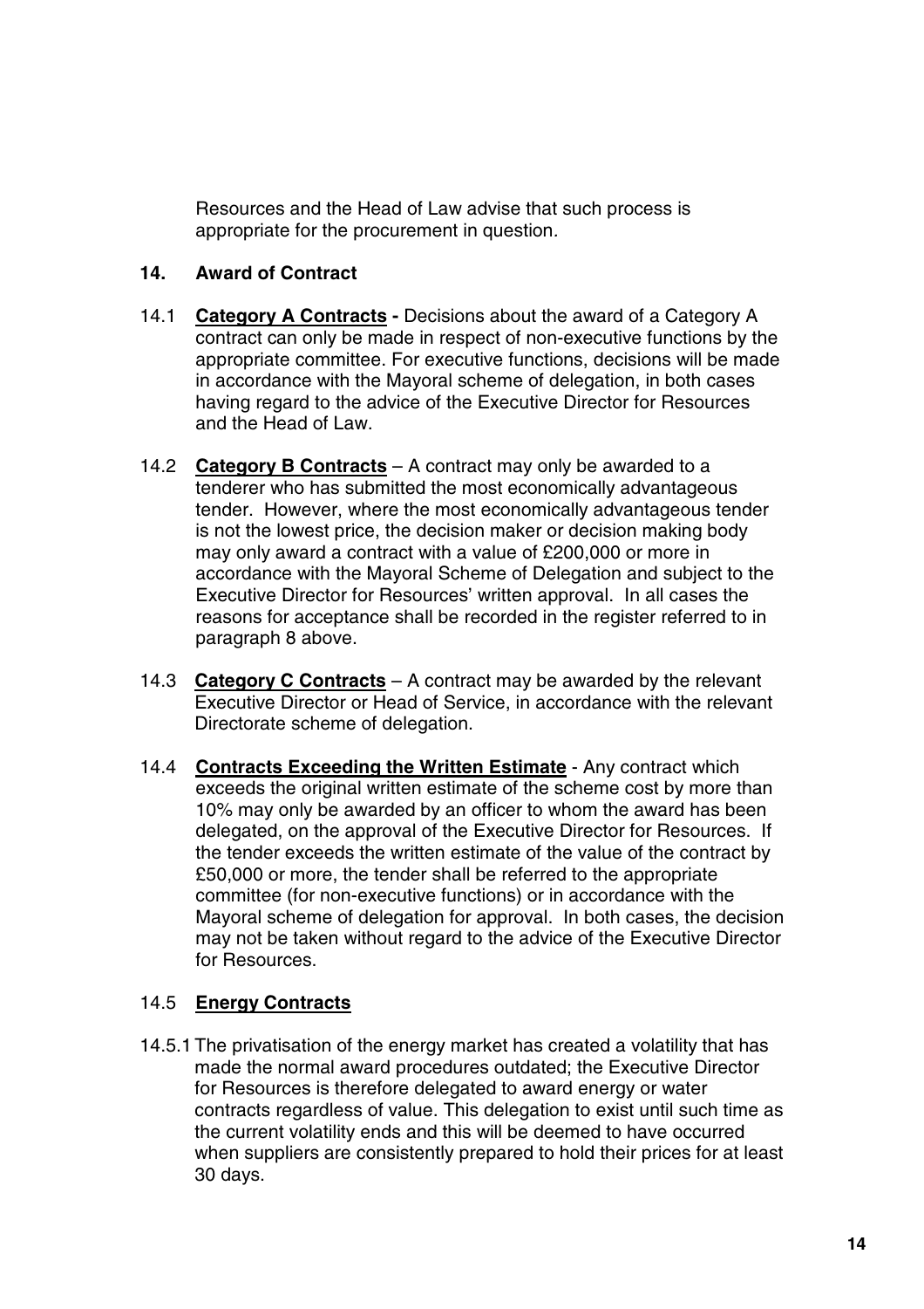Resources and the Head of Law advise that such process is appropriate for the procurement in question.

## 14. Award of Contract

14.1 **Category A Contracts -** Decisions about the award of a Category A contract can only be made in respect of non-executive functions by the appropriate committee. For executive functions, decisions will be made in accordance with the Mayoral scheme of delegation, in both cases having regard to the advice of the Executive Director for Resources and the Head of Law.

14.2 **Category B Contracts** – A contract may only be awarded to a tenderer who has submitted the most economically advantageous tender. However, where the most economically advantageous tender is not the lowest price, the decision maker or decision making body may only award a contract with a value of £200,000 or more in accordance with the Mayoral Scheme of Delegation and subject to the Executive Director for Resources' written approval. In all cases the reasons for acceptance shall be recorded in the register referred to in paragraph 8 above.

14.3 **Category C Contracts** – A contract may be awarded by the relevant Executive Director or Head of Service, in accordance with the relevant Directorate scheme of delegation.

14.4 **Contracts Exceeding the Written Estimate** - Any contract which exceeds the original written estimate of the scheme cost by more than 10% may only be awarded by an officer to whom the award has been delegated, on the approval of the Executive Director for Resources. If the tender exceeds the written estimate of the value of the contract by £50,000 or more, the tender shall be referred to the appropriate committee (for non-executive functions) or in accordance with the Mayoral scheme of delegation for approval. In both cases, the decision may not be taken without regard to the advice of the Executive Director for Resources.

14.5 **Energy Contracts**

14.5.1 The privatisation of the energy market has created a volatility that has made the normal award procedures outdated; the Executive Director for Resources is therefore delegated to award energy or water contracts regardless of value. This delegation to exist until such time as the current volatility ends and this will be deemed to have occurred when suppliers are consistently prepared to hold their prices for at least 30 days.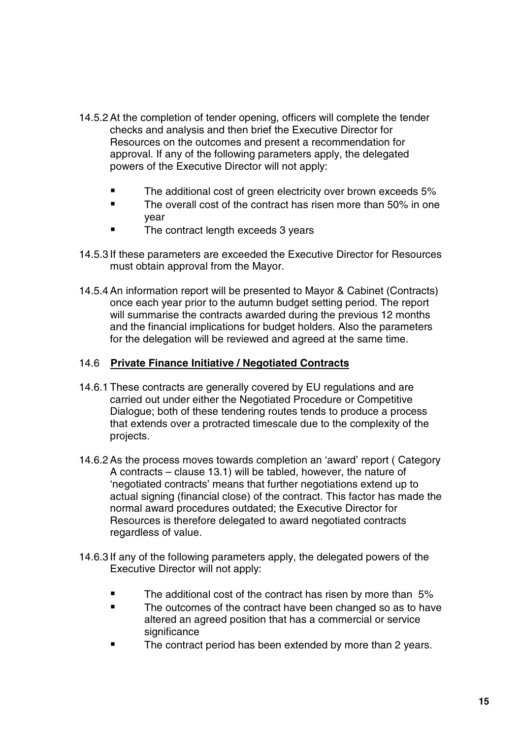14.5.2 At the completion of tender opening, officers will complete the tender checks and analysis and then brief the Executive Director for Resources on the outcomes and present a recommendation for approval. If any of the following parameters apply, the delegated powers of the Executive Director will not apply:

- The additional cost of green electricity over brown exceeds 5%
- The overall cost of the contract has risen more than 50% in one year
- The contract length exceeds 3 years

14.5.3 If these parameters are exceeded the Executive Director for Resources must obtain approval from the Mayor.

14.5.4 An information report will be presented to Mayor & Cabinet (Contracts) once each year prior to the autumn budget setting period. The report will summarise the contracts awarded during the previous 12 months and the financial implications for budget holders. Also the parameters for the delegation will be reviewed and agreed at the same time.

### 14.6 **Private Finance Initiative / Negotiated Contracts**

14.6.1 These contracts are generally covered by EU regulations and are carried out under either the Negotiated Procedure or Competitive Dialogue; both of these tendering routes tends to produce a process that extends over a protracted timescale due to the complexity of the projects.

14.6.2 As the process moves towards completion an 'award' report ( Category A contracts – clause 13.1) will be tabled, however, the nature of 'negotiated contracts' means that further negotiations extend up to actual signing (financial close) of the contract. This factor has made the normal award procedures outdated; the Executive Director for Resources is therefore delegated to award negotiated contracts regardless of value.

14.6.3 If any of the following parameters apply, the delegated powers of the Executive Director will not apply:

- The additional cost of the contract has risen by more than 5%
- The outcomes of the contract have been changed so as to have altered an agreed position that has a commercial or service significance
- The contract period has been extended by more than 2 years.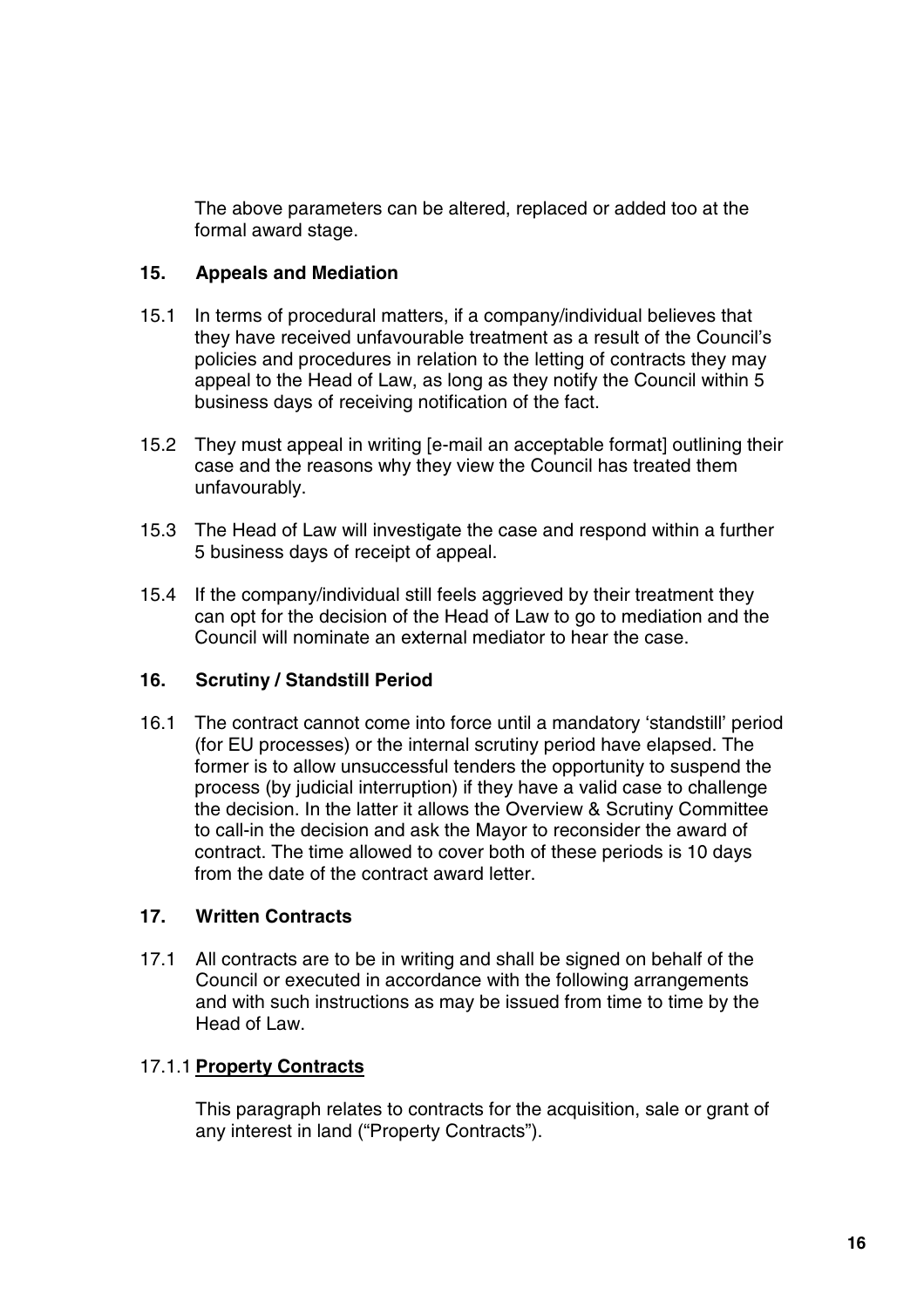The above parameters can be altered, replaced or added too at the formal award stage.

## 15. Appeals and Mediation

15.1 In terms of procedural matters, if a company/individual believes that they have received unfavourable treatment as a result of the Council's policies and procedures in relation to the letting of contracts they may appeal to the Head of Law, as long as they notify the Council within 5 business days of receiving notification of the fact.

15.2 They must appeal in writing [e-mail an acceptable format] outlining their case and the reasons why they view the Council has treated them unfavourably.

15.3 The Head of Law will investigate the case and respond within a further 5 business days of receipt of appeal.

15.4 If the company/individual still feels aggrieved by their treatment they can opt for the decision of the Head of Law to go to mediation and the Council will nominate an external mediator to hear the case.

## 16. Scrutiny / Standstill Period

16.1 The contract cannot come into force until a mandatory 'standstill' period (for EU processes) or the internal scrutiny period have elapsed. The former is to allow unsuccessful tenders the opportunity to suspend the process (by judicial interruption) if they have a valid case to challenge the decision. In the latter it allows the Overview & Scrutiny Committee to call-in the decision and ask the Mayor to reconsider the award of contract. The time allowed to cover both of these periods is 10 days from the date of the contract award letter.

## 17. Written Contracts

17.1 All contracts are to be in writing and shall be signed on behalf of the Council or executed in accordance with the following arrangements and with such instructions as may be issued from time to time by the Head of Law.

17.1.1 **Property Contracts**

This paragraph relates to contracts for the acquisition, sale or grant of any interest in land ("Property Contracts").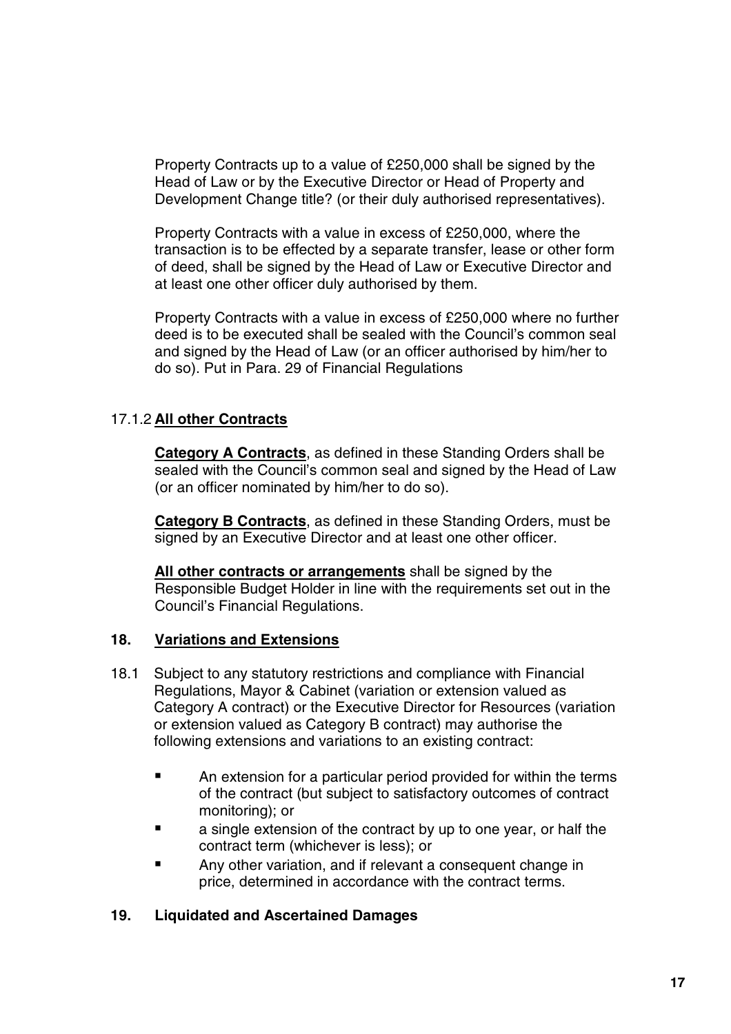Property Contracts up to a value of £250,000 shall be signed by the Head of Law or by the Executive Director or Head of Property and Development Change title? (or their duly authorised representatives).

Property Contracts with a value in excess of £250,000, where the transaction is to be effected by a separate transfer, lease or other form of deed, shall be signed by the Head of Law or Executive Director and at least one other officer duly authorised by them.

Property Contracts with a value in excess of £250,000 where no further deed is to be executed shall be sealed with the Council's common seal and signed by the Head of Law (or an officer authorised by him/her to do so). Put in Para. 29 of Financial Regulations

17.1.2 **All other Contracts**

**Category A Contracts**, as defined in these Standing Orders shall be sealed with the Council's common seal and signed by the Head of Law (or an officer nominated by him/her to do so).

**Category B Contracts**, as defined in these Standing Orders, must be signed by an Executive Director and at least one other officer.

**All other contracts or arrangements** shall be signed by the Responsible Budget Holder in line with the requirements set out in the Council's Financial Regulations.

## 18. Variations and Extensions

18.1 Subject to any statutory restrictions and compliance with Financial Regulations, Mayor & Cabinet (variation or extension valued as Category A contract) or the Executive Director for Resources (variation or extension valued as Category B contract) may authorise the following extensions and variations to an existing contract:

- An extension for a particular period provided for within the terms of the contract (but subject to satisfactory outcomes of contract monitoring); or
- a single extension of the contract by up to one year, or half the contract term (whichever is less); or
- Any other variation, and if relevant a consequent change in price, determined in accordance with the contract terms.

## 19. Liquidated and Ascertained Damages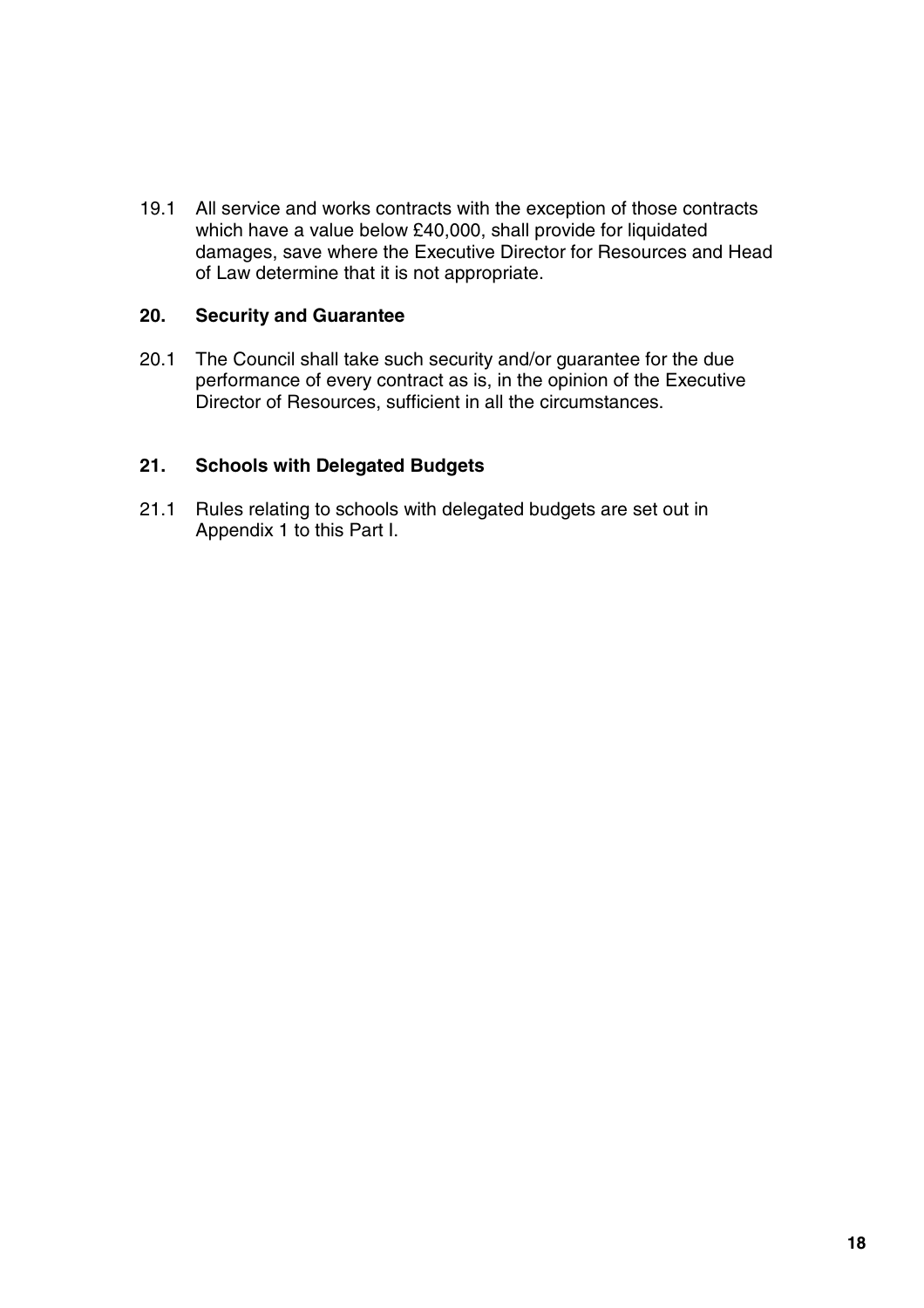19.1 All service and works contracts with the exception of those contracts which have a value below £40,000, shall provide for liquidated damages, save where the Executive Director for Resources and Head of Law determine that it is not appropriate.

## 20. Security and Guarantee

20.1 The Council shall take such security and/or guarantee for the due performance of every contract as is, in the opinion of the Executive Director of Resources, sufficient in all the circumstances.

## 21. Schools with Delegated Budgets

21.1 Rules relating to schools with delegated budgets are set out in Appendix 1 to this Part I.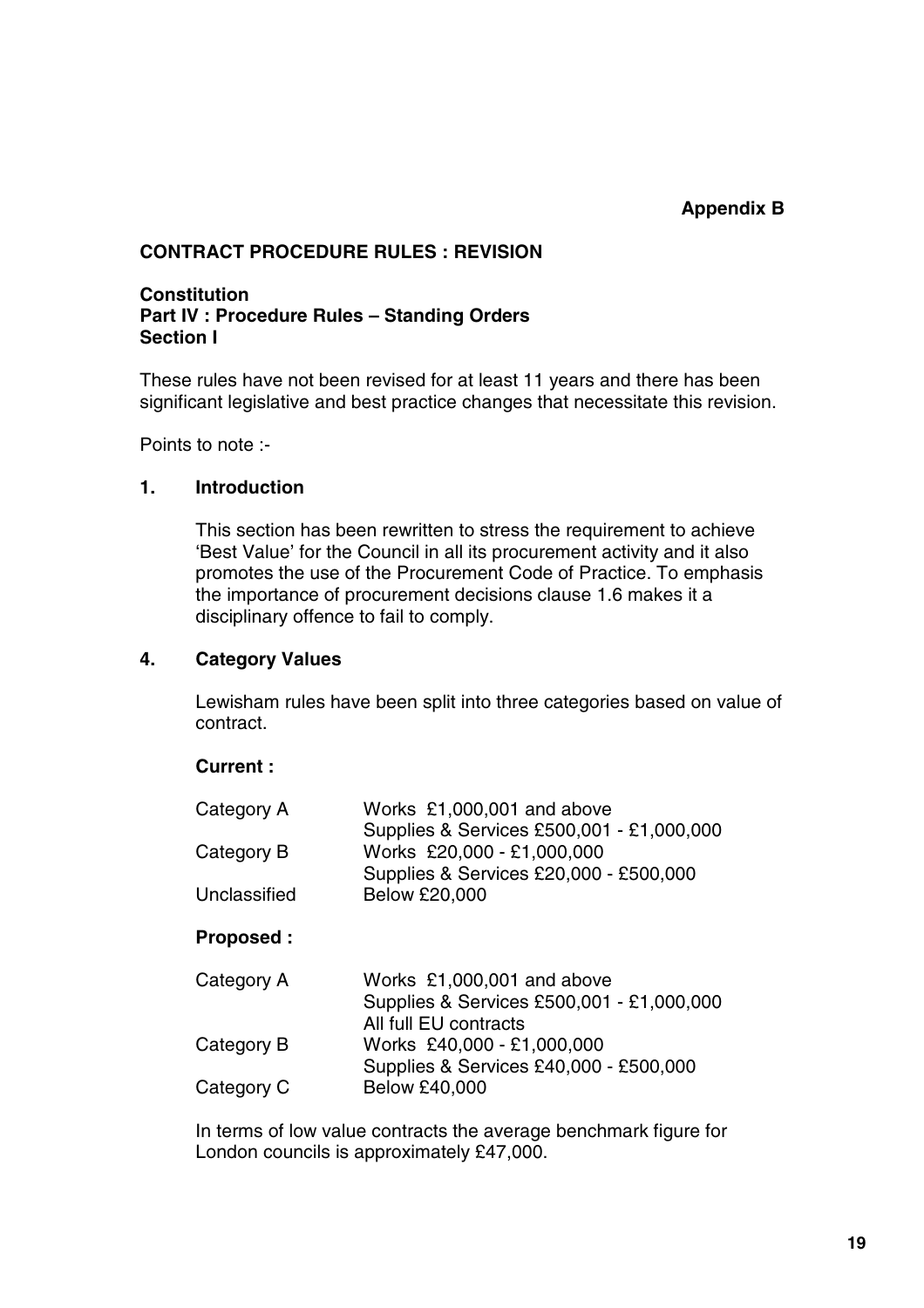**Appendix B**

**CONTRACT PROCEDURE RULES : REVISION**

**Constitution**
**Part IV : Procedure Rules – Standing Orders**
**Section I**

These rules have not been revised for at least 11 years and there has been significant legislative and best practice changes that necessitate this revision.

Points to note :-

**1. Introduction**

This section has been rewritten to stress the requirement to achieve 'Best Value' for the Council in all its procurement activity and it also promotes the use of the Procurement Code of Practice. To emphasis the importance of procurement decisions clause 1.6 makes it a disciplinary offence to fail to comply.

**4. Category Values**

Lewisham rules have been split into three categories based on value of contract.

**Current :**

| | |
|---|---|
| Category A | Works £1,000,001 and above<br>Supplies & Services £500,001 - £1,000,000 |
| Category B | Works £20,000 - £1,000,000<br>Supplies & Services £20,000 - £500,000 |
| Unclassified | Below £20,000 |

**Proposed :**

| | |
|---|---|
| Category A | Works £1,000,001 and above<br>Supplies & Services £500,001 - £1,000,000<br>All full EU contracts |
| Category B | Works £40,000 - £1,000,000<br>Supplies & Services £40,000 - £500,000 |
| Category C | Below £40,000 |

In terms of low value contracts the average benchmark figure for London councils is approximately £47,000.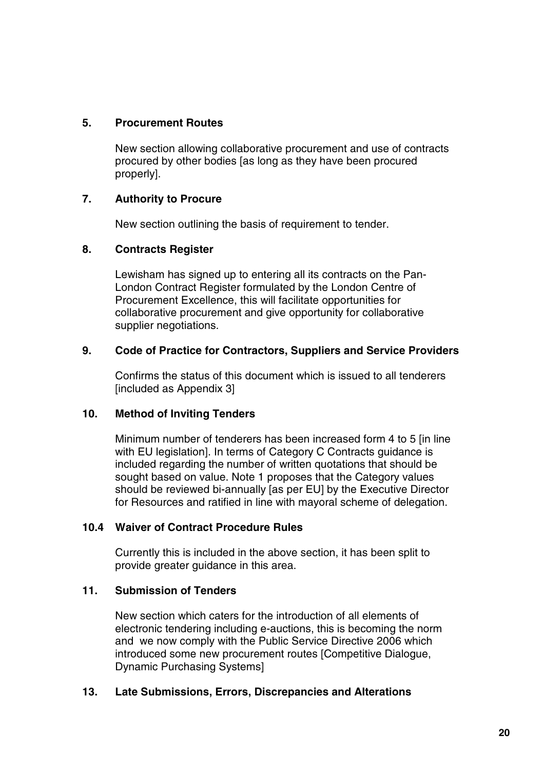## 5. Procurement Routes

New section allowing collaborative procurement and use of contracts procured by other bodies [as long as they have been procured properly].

## 7. Authority to Procure

New section outlining the basis of requirement to tender.

## 8. Contracts Register

Lewisham has signed up to entering all its contracts on the Pan-London Contract Register formulated by the London Centre of Procurement Excellence, this will facilitate opportunities for collaborative procurement and give opportunity for collaborative supplier negotiations.

## 9. Code of Practice for Contractors, Suppliers and Service Providers

Confirms the status of this document which is issued to all tenderers [included as Appendix 3]

## 10. Method of Inviting Tenders

Minimum number of tenderers has been increased form 4 to 5 [in line with EU legislation]. In terms of Category C Contracts guidance is included regarding the number of written quotations that should be sought based on value. Note 1 proposes that the Category values should be reviewed bi-annually [as per EU] by the Executive Director for Resources and ratified in line with mayoral scheme of delegation.

## 10.4 Waiver of Contract Procedure Rules

Currently this is included in the above section, it has been split to provide greater guidance in this area.

## 11. Submission of Tenders

New section which caters for the introduction of all elements of electronic tendering including e-auctions, this is becoming the norm and we now comply with the Public Service Directive 2006 which introduced some new procurement routes [Competitive Dialogue, Dynamic Purchasing Systems]

## 13. Late Submissions, Errors, Discrepancies and Alterations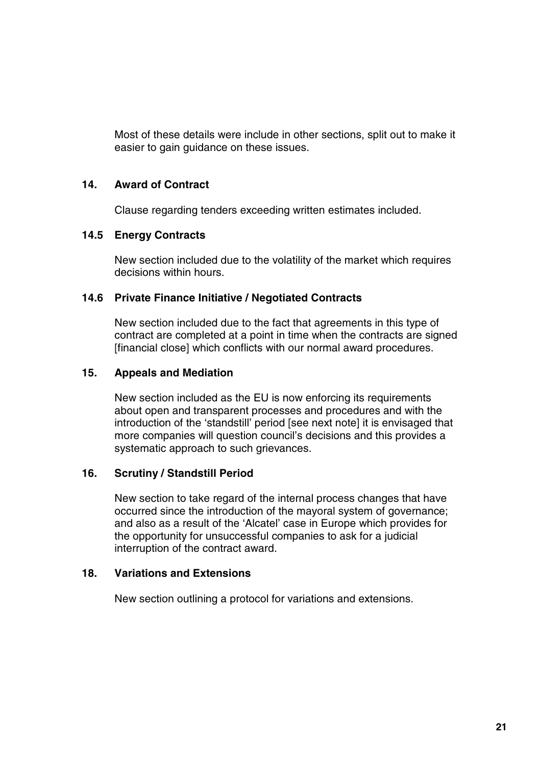Most of these details were include in other sections, split out to make it easier to gain guidance on these issues.

### 14. Award of Contract

Clause regarding tenders exceeding written estimates included.

### 14.5 Energy Contracts

New section included due to the volatility of the market which requires decisions within hours.

### 14.6 Private Finance Initiative / Negotiated Contracts

New section included due to the fact that agreements in this type of contract are completed at a point in time when the contracts are signed [financial close] which conflicts with our normal award procedures.

### 15. Appeals and Mediation

New section included as the EU is now enforcing its requirements about open and transparent processes and procedures and with the introduction of the 'standstill' period [see next note] it is envisaged that more companies will question council's decisions and this provides a systematic approach to such grievances.

### 16. Scrutiny / Standstill Period

New section to take regard of the internal process changes that have occurred since the introduction of the mayoral system of governance; and also as a result of the 'Alcatel' case in Europe which provides for the opportunity for unsuccessful companies to ask for a judicial interruption of the contract award.

### 18. Variations and Extensions

New section outlining a protocol for variations and extensions.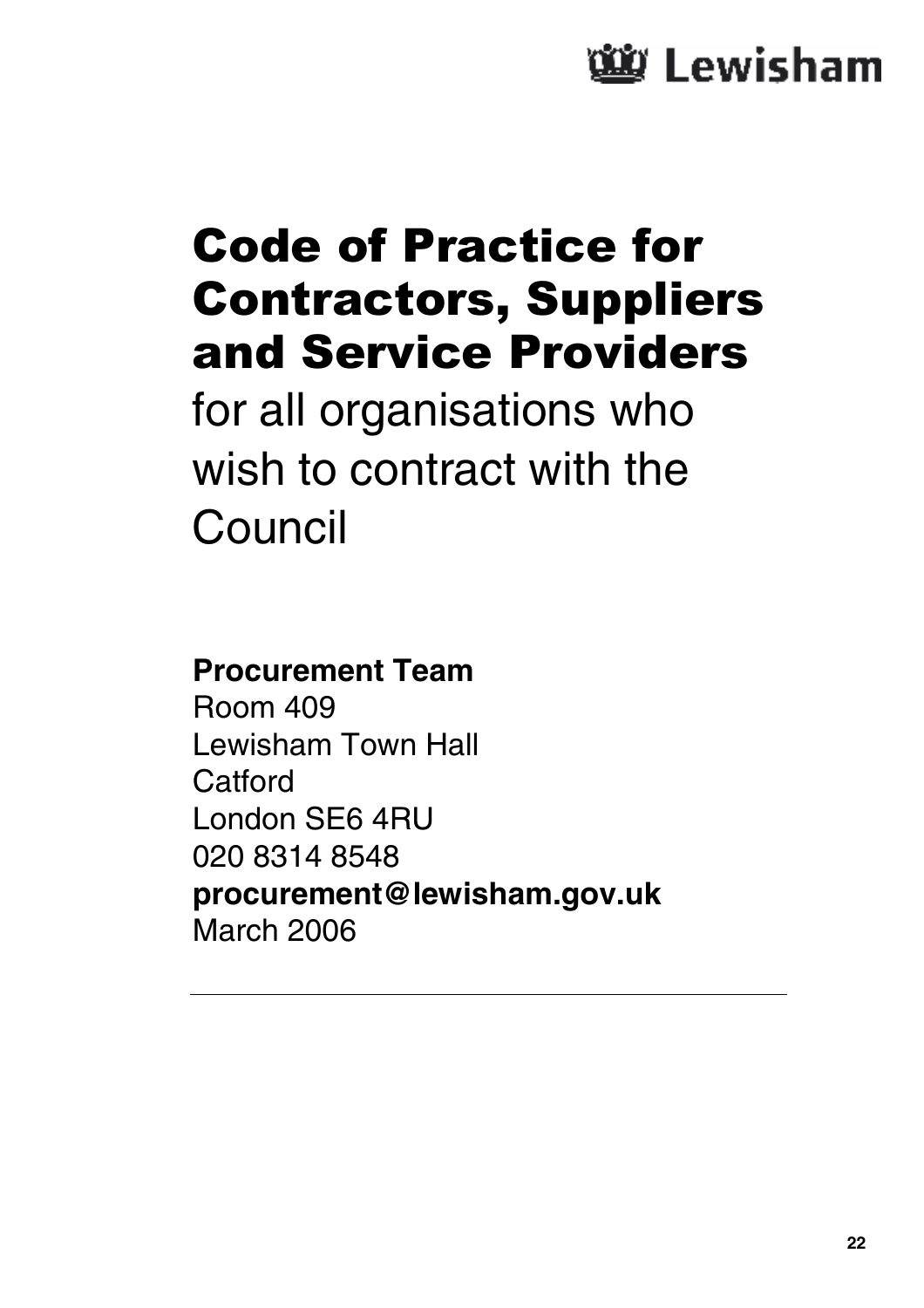Lewisham

# Code of Practice for Contractors, Suppliers and Service Providers

for all organisations who wish to contract with the Council

**Procurement Team**
Room 409
Lewisham Town Hall
Catford
London SE6 4RU
020 8314 8548
**procurement@lewisham.gov.uk**
March 2006

---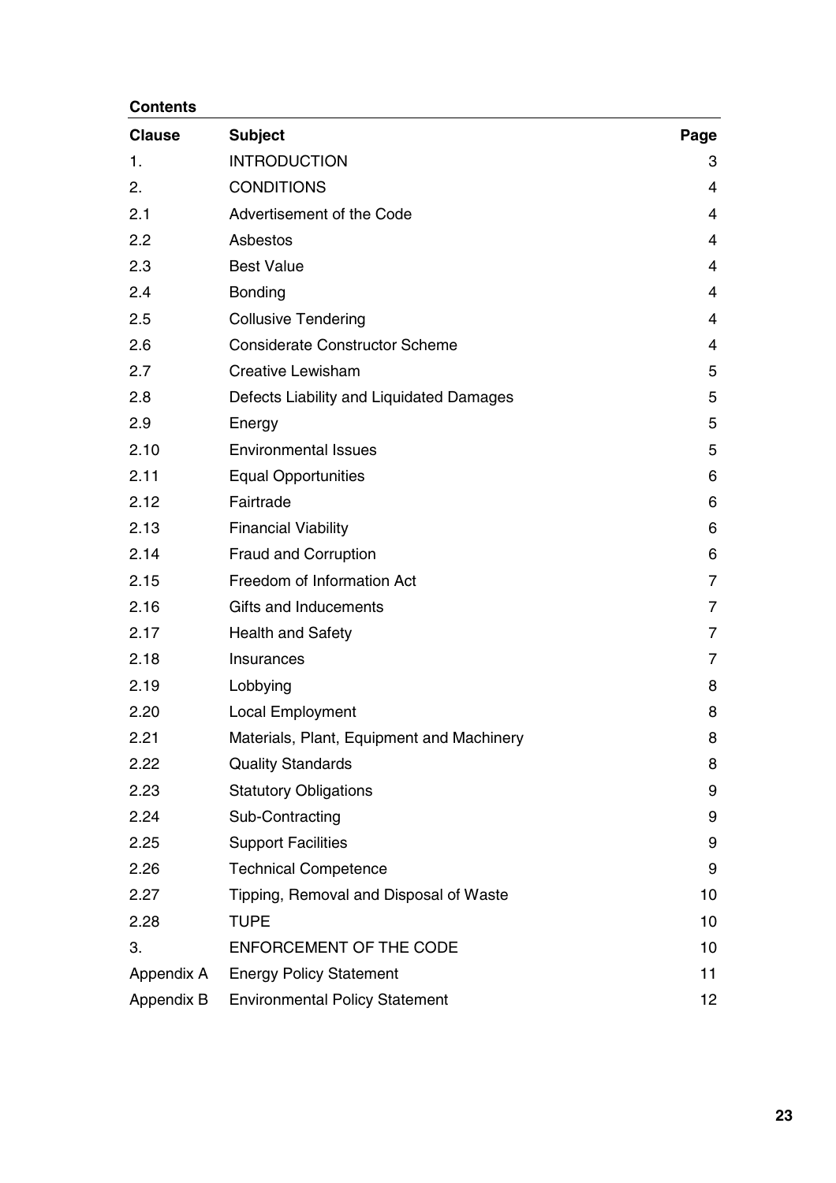**Contents**

| Clause | Subject | Page |
|---|---|---|
| 1. | INTRODUCTION | 3 |
| 2. | CONDITIONS | 4 |
| 2.1 | Advertisement of the Code | 4 |
| 2.2 | Asbestos | 4 |
| 2.3 | Best Value | 4 |
| 2.4 | Bonding | 4 |
| 2.5 | Collusive Tendering | 4 |
| 2.6 | Considerate Constructor Scheme | 4 |
| 2.7 | Creative Lewisham | 5 |
| 2.8 | Defects Liability and Liquidated Damages | 5 |
| 2.9 | Energy | 5 |
| 2.10 | Environmental Issues | 5 |
| 2.11 | Equal Opportunities | 6 |
| 2.12 | Fairtrade | 6 |
| 2.13 | Financial Viability | 6 |
| 2.14 | Fraud and Corruption | 6 |
| 2.15 | Freedom of Information Act | 7 |
| 2.16 | Gifts and Inducements | 7 |
| 2.17 | Health and Safety | 7 |
| 2.18 | Insurances | 7 |
| 2.19 | Lobbying | 8 |
| 2.20 | Local Employment | 8 |
| 2.21 | Materials, Plant, Equipment and Machinery | 8 |
| 2.22 | Quality Standards | 8 |
| 2.23 | Statutory Obligations | 9 |
| 2.24 | Sub-Contracting | 9 |
| 2.25 | Support Facilities | 9 |
| 2.26 | Technical Competence | 9 |
| 2.27 | Tipping, Removal and Disposal of Waste | 10 |
| 2.28 | TUPE | 10 |
| 3. | ENFORCEMENT OF THE CODE | 10 |
| Appendix A | Energy Policy Statement | 11 |
| Appendix B | Environmental Policy Statement | 12 |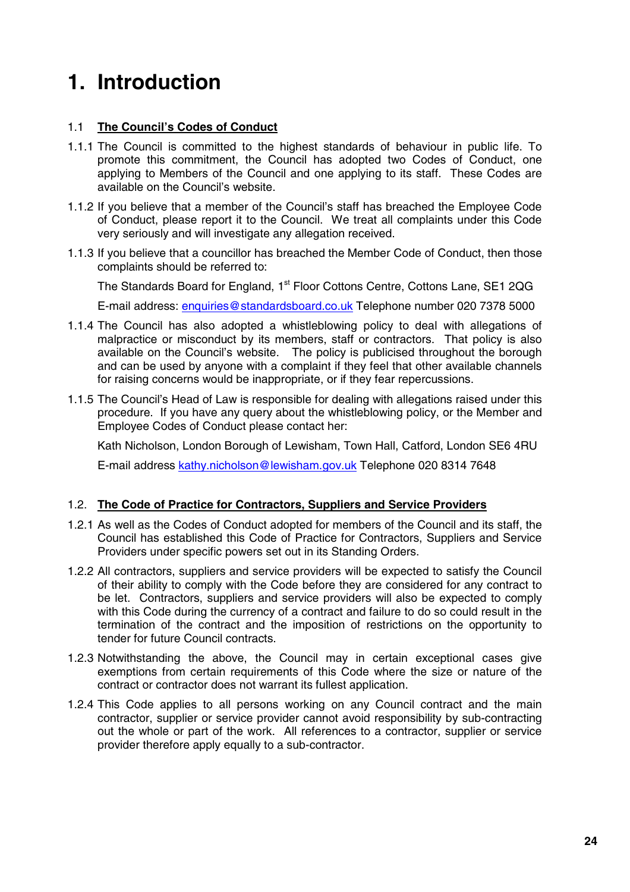# 1. Introduction

## 1.1 The Council's Codes of Conduct

1.1.1 The Council is committed to the highest standards of behaviour in public life. To promote this commitment, the Council has adopted two Codes of Conduct, one applying to Members of the Council and one applying to its staff. These Codes are available on the Council's website.

1.1.2 If you believe that a member of the Council's staff has breached the Employee Code of Conduct, please report it to the Council. We treat all complaints under this Code very seriously and will investigate any allegation received.

1.1.3 If you believe that a councillor has breached the Member Code of Conduct, then those complaints should be referred to:

The Standards Board for England, 1st Floor Cottons Centre, Cottons Lane, SE1 2QG

E-mail address: enquiries@standardsboard.co.uk Telephone number 020 7378 5000

1.1.4 The Council has also adopted a whistleblowing policy to deal with allegations of malpractice or misconduct by its members, staff or contractors. That policy is also available on the Council's website. The policy is publicised throughout the borough and can be used by anyone with a complaint if they feel that other available channels for raising concerns would be inappropriate, or if they fear repercussions.

1.1.5 The Council's Head of Law is responsible for dealing with allegations raised under this procedure. If you have any query about the whistleblowing policy, or the Member and Employee Codes of Conduct please contact her:

Kath Nicholson, London Borough of Lewisham, Town Hall, Catford, London SE6 4RU

E-mail address kathy.nicholson@lewisham.gov.uk Telephone 020 8314 7648

## 1.2. The Code of Practice for Contractors, Suppliers and Service Providers

1.2.1 As well as the Codes of Conduct adopted for members of the Council and its staff, the Council has established this Code of Practice for Contractors, Suppliers and Service Providers under specific powers set out in its Standing Orders.

1.2.2 All contractors, suppliers and service providers will be expected to satisfy the Council of their ability to comply with the Code before they are considered for any contract to be let. Contractors, suppliers and service providers will also be expected to comply with this Code during the currency of a contract and failure to do so could result in the termination of the contract and the imposition of restrictions on the opportunity to tender for future Council contracts.

1.2.3 Notwithstanding the above, the Council may in certain exceptional cases give exemptions from certain requirements of this Code where the size or nature of the contract or contractor does not warrant its fullest application.

1.2.4 This Code applies to all persons working on any Council contract and the main contractor, supplier or service provider cannot avoid responsibility by sub-contracting out the whole or part of the work. All references to a contractor, supplier or service provider therefore apply equally to a sub-contractor.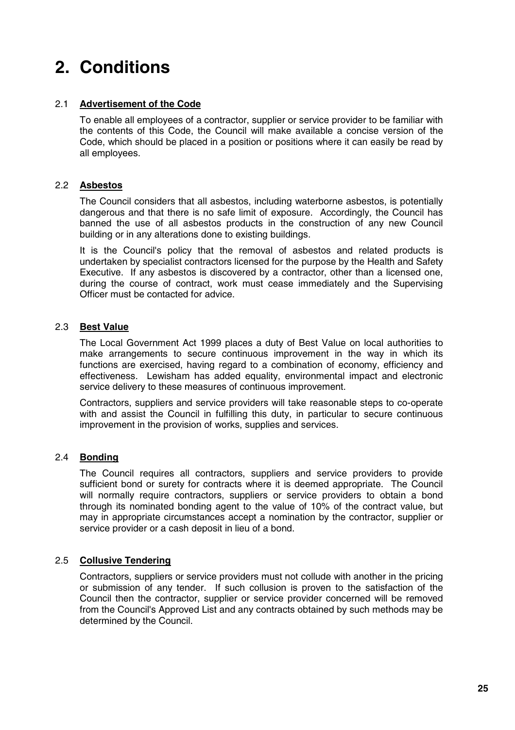# 2. Conditions

### 2.1 **Advertisement of the Code**

To enable all employees of a contractor, supplier or service provider to be familiar with the contents of this Code, the Council will make available a concise version of the Code, which should be placed in a position or positions where it can easily be read by all employees.

### 2.2 **Asbestos**

The Council considers that all asbestos, including waterborne asbestos, is potentially dangerous and that there is no safe limit of exposure. Accordingly, the Council has banned the use of all asbestos products in the construction of any new Council building or in any alterations done to existing buildings.

It is the Council's policy that the removal of asbestos and related products is undertaken by specialist contractors licensed for the purpose by the Health and Safety Executive. If any asbestos is discovered by a contractor, other than a licensed one, during the course of contract, work must cease immediately and the Supervising Officer must be contacted for advice.

### 2.3 **Best Value**

The Local Government Act 1999 places a duty of Best Value on local authorities to make arrangements to secure continuous improvement in the way in which its functions are exercised, having regard to a combination of economy, efficiency and effectiveness. Lewisham has added equality, environmental impact and electronic service delivery to these measures of continuous improvement.

Contractors, suppliers and service providers will take reasonable steps to co-operate with and assist the Council in fulfilling this duty, in particular to secure continuous improvement in the provision of works, supplies and services.

### 2.4 **Bonding**

The Council requires all contractors, suppliers and service providers to provide sufficient bond or surety for contracts where it is deemed appropriate. The Council will normally require contractors, suppliers or service providers to obtain a bond through its nominated bonding agent to the value of 10% of the contract value, but may in appropriate circumstances accept a nomination by the contractor, supplier or service provider or a cash deposit in lieu of a bond.

### 2.5 **Collusive Tendering**

Contractors, suppliers or service providers must not collude with another in the pricing or submission of any tender. If such collusion is proven to the satisfaction of the Council then the contractor, supplier or service provider concerned will be removed from the Council's Approved List and any contracts obtained by such methods may be determined by the Council.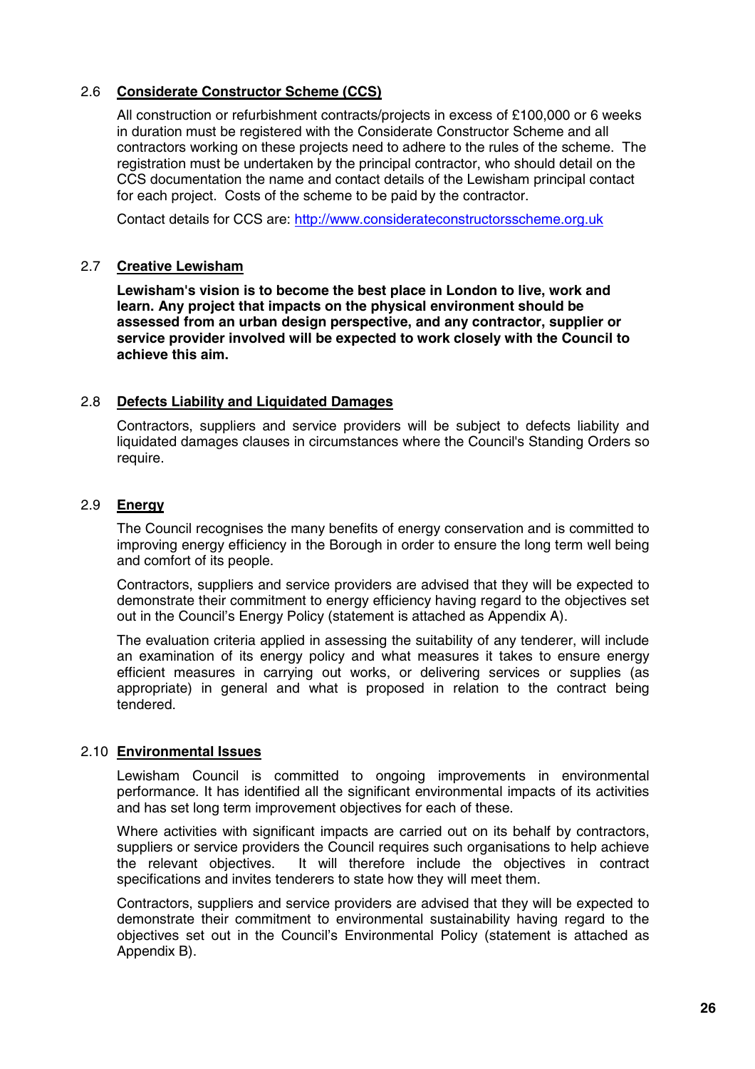### 2.6 **Considerate Constructor Scheme (CCS)**

All construction or refurbishment contracts/projects in excess of £100,000 or 6 weeks in duration must be registered with the Considerate Constructor Scheme and all contractors working on these projects need to adhere to the rules of the scheme. The registration must be undertaken by the principal contractor, who should detail on the CCS documentation the name and contact details of the Lewisham principal contact for each project. Costs of the scheme to be paid by the contractor.

Contact details for CCS are: [http://www.considerateconstructorsscheme.org.uk](http://www.considerateconstructorsscheme.org.uk)

### 2.7 **Creative Lewisham**

**Lewisham's vision is to become the best place in London to live, work and learn. Any project that impacts on the physical environment should be assessed from an urban design perspective, and any contractor, supplier or service provider involved will be expected to work closely with the Council to achieve this aim.**

### 2.8 **Defects Liability and Liquidated Damages**

Contractors, suppliers and service providers will be subject to defects liability and liquidated damages clauses in circumstances where the Council's Standing Orders so require.

### 2.9 **Energy**

The Council recognises the many benefits of energy conservation and is committed to improving energy efficiency in the Borough in order to ensure the long term well being and comfort of its people.

Contractors, suppliers and service providers are advised that they will be expected to demonstrate their commitment to energy efficiency having regard to the objectives set out in the Council's Energy Policy (statement is attached as Appendix A).

The evaluation criteria applied in assessing the suitability of any tenderer, will include an examination of its energy policy and what measures it takes to ensure energy efficient measures in carrying out works, or delivering services or supplies (as appropriate) in general and what is proposed in relation to the contract being tendered.

### 2.10 **Environmental Issues**

Lewisham Council is committed to ongoing improvements in environmental performance. It has identified all the significant environmental impacts of its activities and has set long term improvement objectives for each of these.

Where activities with significant impacts are carried out on its behalf by contractors, suppliers or service providers the Council requires such organisations to help achieve the relevant objectives. It will therefore include the objectives in contract specifications and invites tenderers to state how they will meet them.

Contractors, suppliers and service providers are advised that they will be expected to demonstrate their commitment to environmental sustainability having regard to the objectives set out in the Council's Environmental Policy (statement is attached as Appendix B).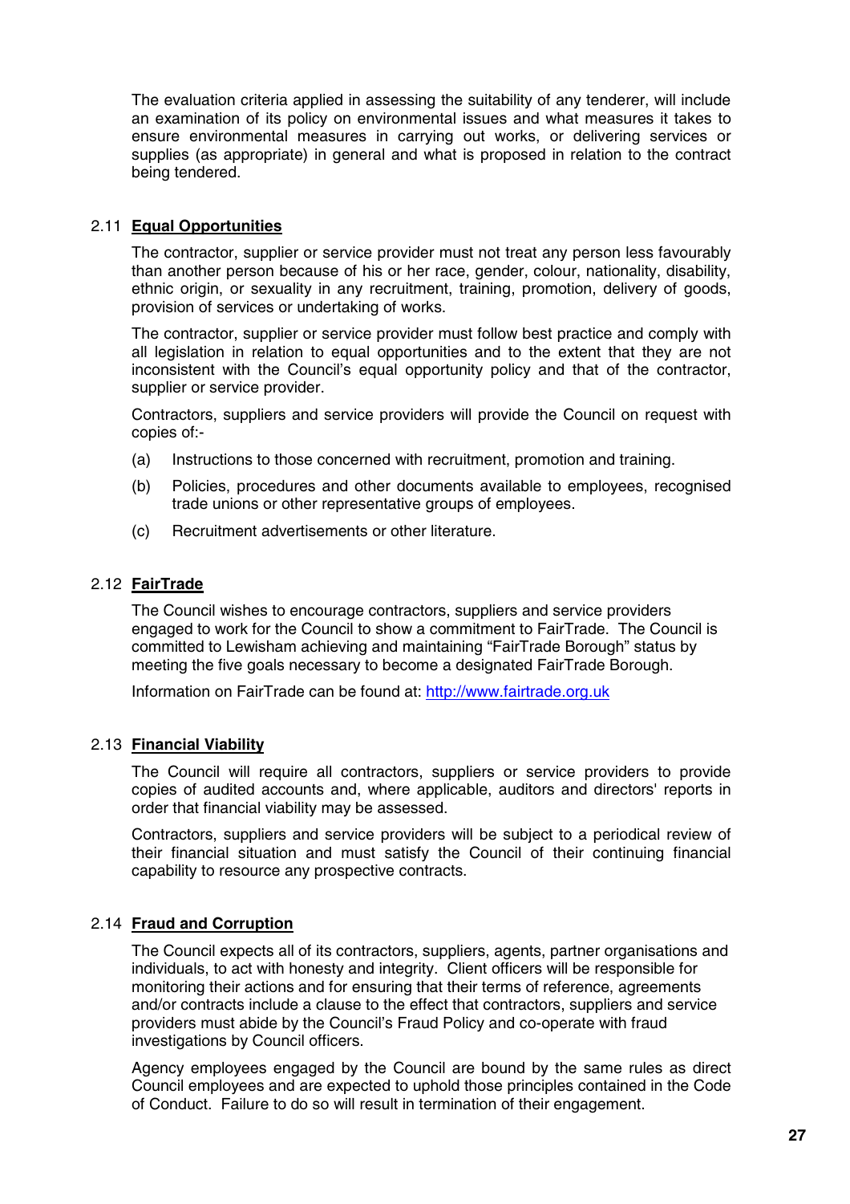The evaluation criteria applied in assessing the suitability of any tenderer, will include an examination of its policy on environmental issues and what measures it takes to ensure environmental measures in carrying out works, or delivering services or supplies (as appropriate) in general and what is proposed in relation to the contract being tendered.

### 2.11 Equal Opportunities

The contractor, supplier or service provider must not treat any person less favourably than another person because of his or her race, gender, colour, nationality, disability, ethnic origin, or sexuality in any recruitment, training, promotion, delivery of goods, provision of services or undertaking of works.

The contractor, supplier or service provider must follow best practice and comply with all legislation in relation to equal opportunities and to the extent that they are not inconsistent with the Council's equal opportunity policy and that of the contractor, supplier or service provider.

Contractors, suppliers and service providers will provide the Council on request with copies of:-

(a) Instructions to those concerned with recruitment, promotion and training.

(b) Policies, procedures and other documents available to employees, recognised trade unions or other representative groups of employees.

(c) Recruitment advertisements or other literature.

### 2.12 FairTrade

The Council wishes to encourage contractors, suppliers and service providers engaged to work for the Council to show a commitment to FairTrade. The Council is committed to Lewisham achieving and maintaining "FairTrade Borough" status by meeting the five goals necessary to become a designated FairTrade Borough.

Information on FairTrade can be found at: [http://www.fairtrade.org.uk](http://www.fairtrade.org.uk)

### 2.13 Financial Viability

The Council will require all contractors, suppliers or service providers to provide copies of audited accounts and, where applicable, auditors and directors' reports in order that financial viability may be assessed.

Contractors, suppliers and service providers will be subject to a periodical review of their financial situation and must satisfy the Council of their continuing financial capability to resource any prospective contracts.

### 2.14 Fraud and Corruption

The Council expects all of its contractors, suppliers, agents, partner organisations and individuals, to act with honesty and integrity. Client officers will be responsible for monitoring their actions and for ensuring that their terms of reference, agreements and/or contracts include a clause to the effect that contractors, suppliers and service providers must abide by the Council's Fraud Policy and co-operate with fraud investigations by Council officers.

Agency employees engaged by the Council are bound by the same rules as direct Council employees and are expected to uphold those principles contained in the Code of Conduct. Failure to do so will result in termination of their engagement.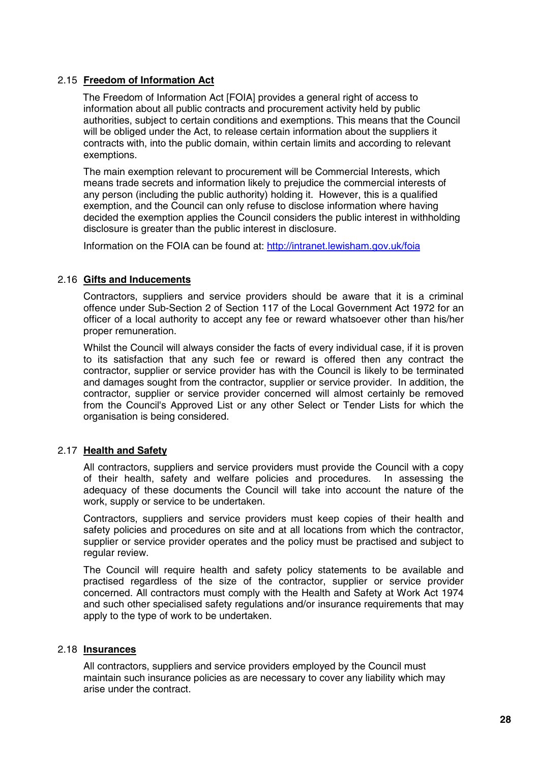### 2.15 **Freedom of Information Act**

The Freedom of Information Act [FOIA] provides a general right of access to information about all public contracts and procurement activity held by public authorities, subject to certain conditions and exemptions. This means that the Council will be obliged under the Act, to release certain information about the suppliers it contracts with, into the public domain, within certain limits and according to relevant exemptions.

The main exemption relevant to procurement will be Commercial Interests, which means trade secrets and information likely to prejudice the commercial interests of any person (including the public authority) holding it. However, this is a qualified exemption, and the Council can only refuse to disclose information where having decided the exemption applies the Council considers the public interest in withholding disclosure is greater than the public interest in disclosure.

Information on the FOIA can be found at: [http://intranet.lewisham.gov.uk/foia](http://intranet.lewisham.gov.uk/foia)

### 2.16 **Gifts and Inducements**

Contractors, suppliers and service providers should be aware that it is a criminal offence under Sub-Section 2 of Section 117 of the Local Government Act 1972 for an officer of a local authority to accept any fee or reward whatsoever other than his/her proper remuneration.

Whilst the Council will always consider the facts of every individual case, if it is proven to its satisfaction that any such fee or reward is offered then any contract the contractor, supplier or service provider has with the Council is likely to be terminated and damages sought from the contractor, supplier or service provider. In addition, the contractor, supplier or service provider concerned will almost certainly be removed from the Council's Approved List or any other Select or Tender Lists for which the organisation is being considered.

### 2.17 **Health and Safety**

All contractors, suppliers and service providers must provide the Council with a copy of their health, safety and welfare policies and procedures. In assessing the adequacy of these documents the Council will take into account the nature of the work, supply or service to be undertaken.

Contractors, suppliers and service providers must keep copies of their health and safety policies and procedures on site and at all locations from which the contractor, supplier or service provider operates and the policy must be practised and subject to regular review.

The Council will require health and safety policy statements to be available and practised regardless of the size of the contractor, supplier or service provider concerned. All contractors must comply with the Health and Safety at Work Act 1974 and such other specialised safety regulations and/or insurance requirements that may apply to the type of work to be undertaken.

### 2.18 **Insurances**

All contractors, suppliers and service providers employed by the Council must maintain such insurance policies as are necessary to cover any liability which may arise under the contract.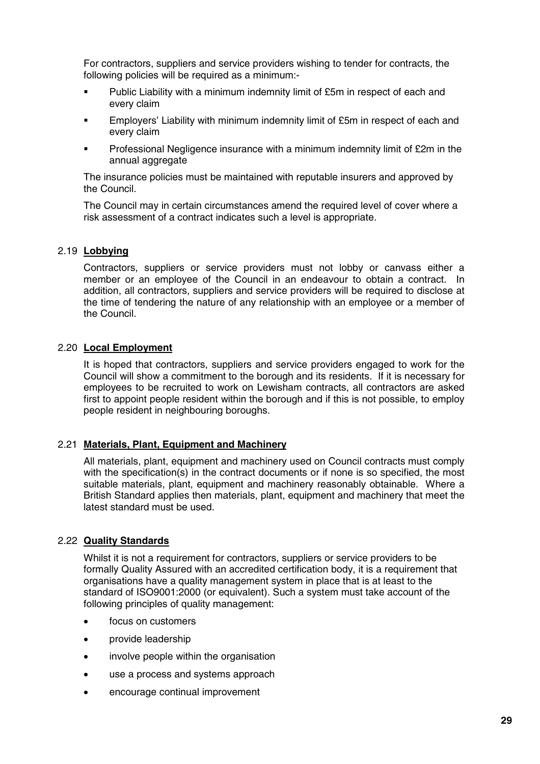For contractors, suppliers and service providers wishing to tender for contracts, the following policies will be required as a minimum:-

- Public Liability with a minimum indemnity limit of £5m in respect of each and every claim
- Employers' Liability with minimum indemnity limit of £5m in respect of each and every claim
- Professional Negligence insurance with a minimum indemnity limit of £2m in the annual aggregate

The insurance policies must be maintained with reputable insurers and approved by the Council.

The Council may in certain circumstances amend the required level of cover where a risk assessment of a contract indicates such a level is appropriate.

### 2.19 Lobbying

Contractors, suppliers or service providers must not lobby or canvass either a member or an employee of the Council in an endeavour to obtain a contract. In addition, all contractors, suppliers and service providers will be required to disclose at the time of tendering the nature of any relationship with an employee or a member of the Council.

### 2.20 Local Employment

It is hoped that contractors, suppliers and service providers engaged to work for the Council will show a commitment to the borough and its residents. If it is necessary for employees to be recruited to work on Lewisham contracts, all contractors are asked first to appoint people resident within the borough and if this is not possible, to employ people resident in neighbouring boroughs.

### 2.21 Materials, Plant, Equipment and Machinery

All materials, plant, equipment and machinery used on Council contracts must comply with the specification(s) in the contract documents or if none is so specified, the most suitable materials, plant, equipment and machinery reasonably obtainable. Where a British Standard applies then materials, plant, equipment and machinery that meet the latest standard must be used.

### 2.22 Quality Standards

Whilst it is not a requirement for contractors, suppliers or service providers to be formally Quality Assured with an accredited certification body, it is a requirement that organisations have a quality management system in place that is at least to the standard of ISO9001:2000 (or equivalent). Such a system must take account of the following principles of quality management:

- focus on customers
- provide leadership
- involve people within the organisation
- use a process and systems approach
- encourage continual improvement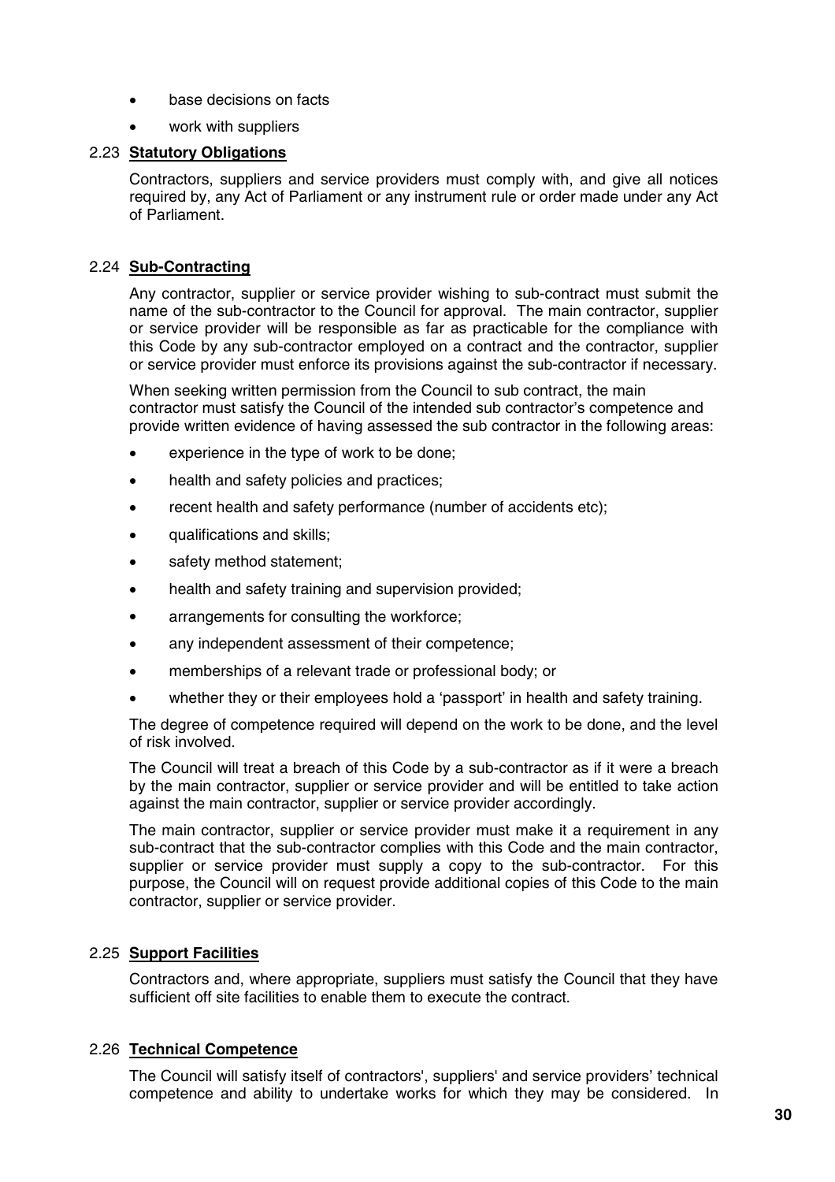- base decisions on facts
- work with suppliers

### 2.23 **Statutory Obligations**

Contractors, suppliers and service providers must comply with, and give all notices required by, any Act of Parliament or any instrument rule or order made under any Act of Parliament.

### 2.24 **Sub-Contracting**

Any contractor, supplier or service provider wishing to sub-contract must submit the name of the sub-contractor to the Council for approval. The main contractor, supplier or service provider will be responsible as far as practicable for the compliance with this Code by any sub-contractor employed on a contract and the contractor, supplier or service provider must enforce its provisions against the sub-contractor if necessary.

When seeking written permission from the Council to sub contract, the main contractor must satisfy the Council of the intended sub contractor's competence and provide written evidence of having assessed the sub contractor in the following areas:

- experience in the type of work to be done;
- health and safety policies and practices;
- recent health and safety performance (number of accidents etc);
- qualifications and skills;
- safety method statement;
- health and safety training and supervision provided;
- arrangements for consulting the workforce;
- any independent assessment of their competence;
- memberships of a relevant trade or professional body; or
- whether they or their employees hold a 'passport' in health and safety training.

The degree of competence required will depend on the work to be done, and the level of risk involved.

The Council will treat a breach of this Code by a sub-contractor as if it were a breach by the main contractor, supplier or service provider and will be entitled to take action against the main contractor, supplier or service provider accordingly.

The main contractor, supplier or service provider must make it a requirement in any sub-contract that the sub-contractor complies with this Code and the main contractor, supplier or service provider must supply a copy to the sub-contractor. For this purpose, the Council will on request provide additional copies of this Code to the main contractor, supplier or service provider.

### 2.25 **Support Facilities**

Contractors and, where appropriate, suppliers must satisfy the Council that they have sufficient off site facilities to enable them to execute the contract.

### 2.26 **Technical Competence**

The Council will satisfy itself of contractors', suppliers' and service providers' technical competence and ability to undertake works for which they may be considered. In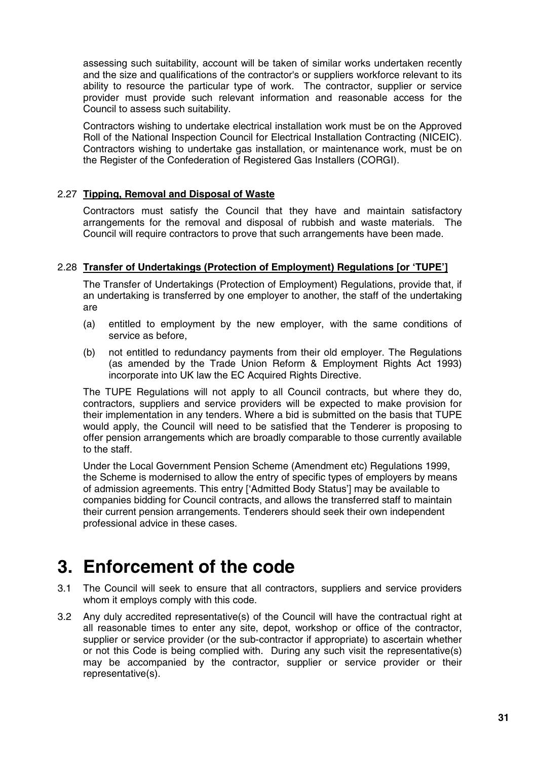assessing such suitability, account will be taken of similar works undertaken recently and the size and qualifications of the contractor's or suppliers workforce relevant to its ability to resource the particular type of work. The contractor, supplier or service provider must provide such relevant information and reasonable access for the Council to assess such suitability.

Contractors wishing to undertake electrical installation work must be on the Approved Roll of the National Inspection Council for Electrical Installation Contracting (NICEIC). Contractors wishing to undertake gas installation, or maintenance work, must be on the Register of the Confederation of Registered Gas Installers (CORGI).

### 2.27 Tipping, Removal and Disposal of Waste

Contractors must satisfy the Council that they have and maintain satisfactory arrangements for the removal and disposal of rubbish and waste materials. The Council will require contractors to prove that such arrangements have been made.

### 2.28 Transfer of Undertakings (Protection of Employment) Regulations [or 'TUPE']

The Transfer of Undertakings (Protection of Employment) Regulations, provide that, if an undertaking is transferred by one employer to another, the staff of the undertaking are

(a) entitled to employment by the new employer, with the same conditions of service as before,

(b) not entitled to redundancy payments from their old employer. The Regulations (as amended by the Trade Union Reform & Employment Rights Act 1993) incorporate into UK law the EC Acquired Rights Directive.

The TUPE Regulations will not apply to all Council contracts, but where they do, contractors, suppliers and service providers will be expected to make provision for their implementation in any tenders. Where a bid is submitted on the basis that TUPE would apply, the Council will need to be satisfied that the Tenderer is proposing to offer pension arrangements which are broadly comparable to those currently available to the staff.

Under the Local Government Pension Scheme (Amendment etc) Regulations 1999, the Scheme is modernised to allow the entry of specific types of employers by means of admission agreements. This entry ['Admitted Body Status'] may be available to companies bidding for Council contracts, and allows the transferred staff to maintain their current pension arrangements. Tenderers should seek their own independent professional advice in these cases.

# 3. Enforcement of the code

3.1 The Council will seek to ensure that all contractors, suppliers and service providers whom it employs comply with this code.

3.2 Any duly accredited representative(s) of the Council will have the contractual right at all reasonable times to enter any site, depot, workshop or office of the contractor, supplier or service provider (or the sub-contractor if appropriate) to ascertain whether or not this Code is being complied with. During any such visit the representative(s) may be accompanied by the contractor, supplier or service provider or their representative(s).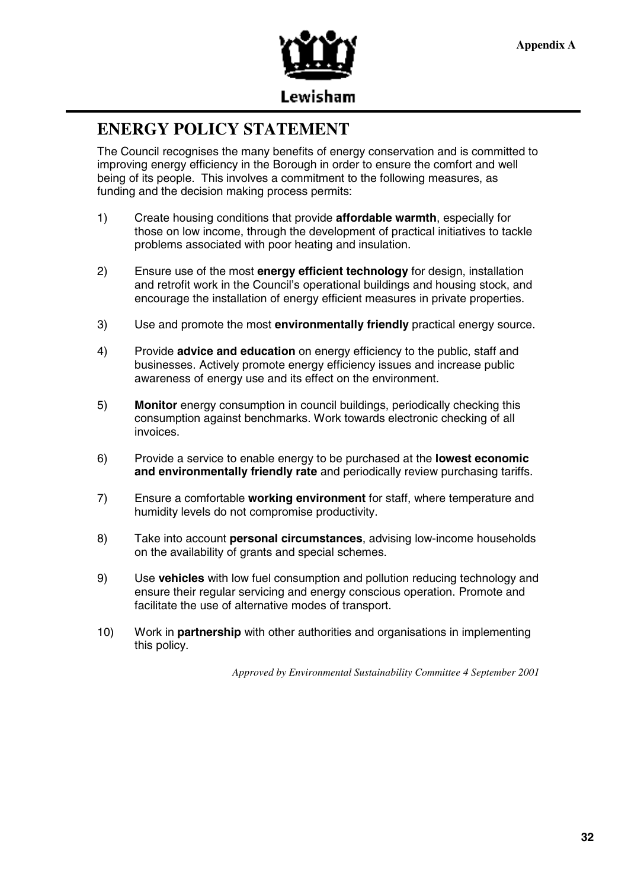Appendix A

Lewisham

# ENERGY POLICY STATEMENT

The Council recognises the many benefits of energy conservation and is committed to improving energy efficiency in the Borough in order to ensure the comfort and well being of its people. This involves a commitment to the following measures, as funding and the decision making process permits:

1) Create housing conditions that provide **affordable warmth**, especially for those on low income, through the development of practical initiatives to tackle problems associated with poor heating and insulation.

2) Ensure use of the most **energy efficient technology** for design, installation and retrofit work in the Council's operational buildings and housing stock, and encourage the installation of energy efficient measures in private properties.

3) Use and promote the most **environmentally friendly** practical energy source.

4) Provide **advice and education** on energy efficiency to the public, staff and businesses. Actively promote energy efficiency issues and increase public awareness of energy use and its effect on the environment.

5) **Monitor** energy consumption in council buildings, periodically checking this consumption against benchmarks. Work towards electronic checking of all invoices.

6) Provide a service to enable energy to be purchased at the **lowest economic and environmentally friendly rate** and periodically review purchasing tariffs.

7) Ensure a comfortable **working environment** for staff, where temperature and humidity levels do not compromise productivity.

8) Take into account **personal circumstances**, advising low-income households on the availability of grants and special schemes.

9) Use **vehicles** with low fuel consumption and pollution reducing technology and ensure their regular servicing and energy conscious operation. Promote and facilitate the use of alternative modes of transport.

10) Work in **partnership** with other authorities and organisations in implementing this policy.

*Approved by Environmental Sustainability Committee 4 September 2001*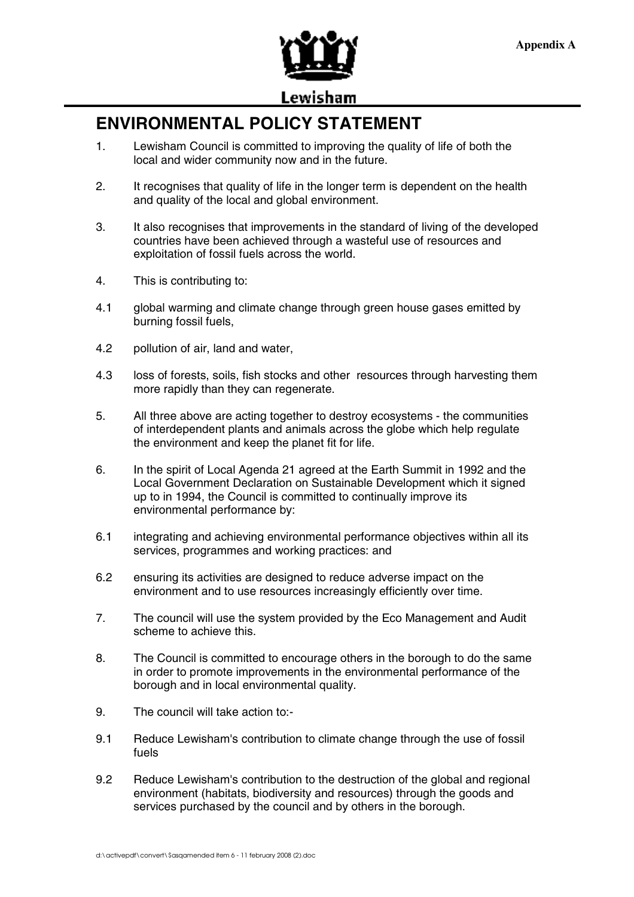Appendix A

Lewisham

# ENVIRONMENTAL POLICY STATEMENT

1. Lewisham Council is committed to improving the quality of life of both the local and wider community now and in the future.

2. It recognises that quality of life in the longer term is dependent on the health and quality of the local and global environment.

3. It also recognises that improvements in the standard of living of the developed countries have been achieved through a wasteful use of resources and exploitation of fossil fuels across the world.

4. This is contributing to:

4.1 global warming and climate change through green house gases emitted by burning fossil fuels,

4.2 pollution of air, land and water,

4.3 loss of forests, soils, fish stocks and other resources through harvesting them more rapidly than they can regenerate.

5. All three above are acting together to destroy ecosystems - the communities of interdependent plants and animals across the globe which help regulate the environment and keep the planet fit for life.

6. In the spirit of Local Agenda 21 agreed at the Earth Summit in 1992 and the Local Government Declaration on Sustainable Development which it signed up to in 1994, the Council is committed to continually improve its environmental performance by:

6.1 integrating and achieving environmental performance objectives within all its services, programmes and working practices: and

6.2 ensuring its activities are designed to reduce adverse impact on the environment and to use resources increasingly efficiently over time.

7. The council will use the system provided by the Eco Management and Audit scheme to achieve this.

8. The Council is committed to encourage others in the borough to do the same in order to promote improvements in the environmental performance of the borough and in local environmental quality.

9. The council will take action to:-

9.1 Reduce Lewisham's contribution to climate change through the use of fossil fuels

9.2 Reduce Lewisham's contribution to the destruction of the global and regional environment (habitats, biodiversity and resources) through the goods and services purchased by the council and by others in the borough.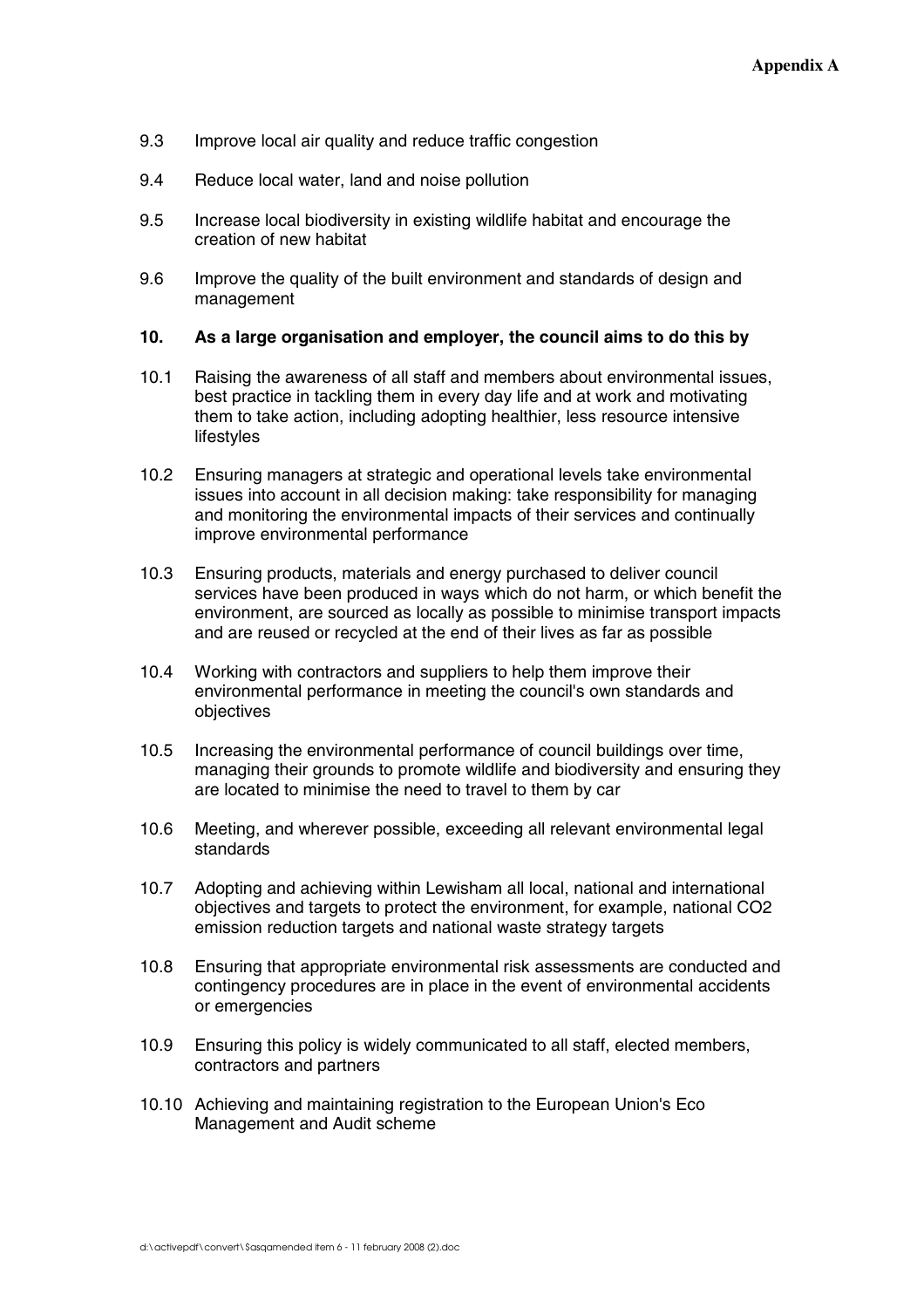9.3 Improve local air quality and reduce traffic congestion

9.4 Reduce local water, land and noise pollution

9.5 Increase local biodiversity in existing wildlife habitat and encourage the creation of new habitat

9.6 Improve the quality of the built environment and standards of design and management

**10. As a large organisation and employer, the council aims to do this by**

10.1 Raising the awareness of all staff and members about environmental issues, best practice in tackling them in every day life and at work and motivating them to take action, including adopting healthier, less resource intensive lifestyles

10.2 Ensuring managers at strategic and operational levels take environmental issues into account in all decision making: take responsibility for managing and monitoring the environmental impacts of their services and continually improve environmental performance

10.3 Ensuring products, materials and energy purchased to deliver council services have been produced in ways which do not harm, or which benefit the environment, are sourced as locally as possible to minimise transport impacts and are reused or recycled at the end of their lives as far as possible

10.4 Working with contractors and suppliers to help them improve their environmental performance in meeting the council's own standards and objectives

10.5 Increasing the environmental performance of council buildings over time, managing their grounds to promote wildlife and biodiversity and ensuring they are located to minimise the need to travel to them by car

10.6 Meeting, and wherever possible, exceeding all relevant environmental legal standards

10.7 Adopting and achieving within Lewisham all local, national and international objectives and targets to protect the environment, for example, national $CO_2$ emission reduction targets and national waste strategy targets

10.8 Ensuring that appropriate environmental risk assessments are conducted and contingency procedures are in place in the event of environmental accidents or emergencies

10.9 Ensuring this policy is widely communicated to all staff, elected members, contractors and partners

10.10 Achieving and maintaining registration to the European Union's Eco Management and Audit scheme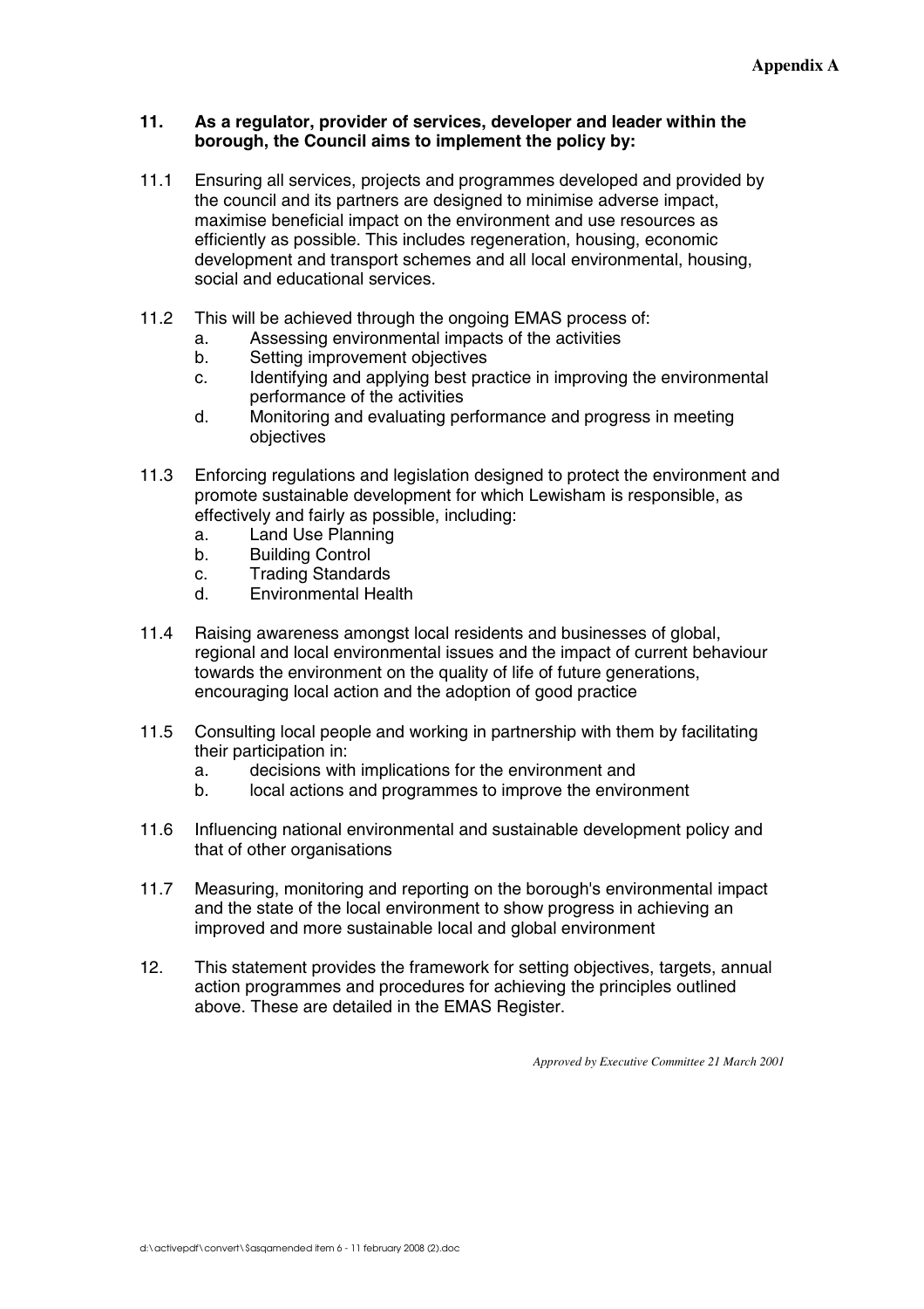**Appendix A**

**11. As a regulator, provider of services, developer and leader within the borough, the Council aims to implement the policy by:**

11.1 Ensuring all services, projects and programmes developed and provided by the council and its partners are designed to minimise adverse impact, maximise beneficial impact on the environment and use resources as efficiently as possible. This includes regeneration, housing, economic development and transport schemes and all local environmental, housing, social and educational services.

11.2 This will be achieved through the ongoing EMAS process of:

- a. Assessing environmental impacts of the activities
- b. Setting improvement objectives
- c. Identifying and applying best practice in improving the environmental performance of the activities
- d. Monitoring and evaluating performance and progress in meeting objectives

11.3 Enforcing regulations and legislation designed to protect the environment and promote sustainable development for which Lewisham is responsible, as effectively and fairly as possible, including:

- a. Land Use Planning
- b. Building Control
- c. Trading Standards
- d. Environmental Health

11.4 Raising awareness amongst local residents and businesses of global, regional and local environmental issues and the impact of current behaviour towards the environment on the quality of life of future generations, encouraging local action and the adoption of good practice

11.5 Consulting local people and working in partnership with them by facilitating their participation in:

- a. decisions with implications for the environment and
- b. local actions and programmes to improve the environment

11.6 Influencing national environmental and sustainable development policy and that of other organisations

11.7 Measuring, monitoring and reporting on the borough's environmental impact and the state of the local environment to show progress in achieving an improved and more sustainable local and global environment

12. This statement provides the framework for setting objectives, targets, annual action programmes and procedures for achieving the principles outlined above. These are detailed in the EMAS Register.

*Approved by Executive Committee 21 March 2001*